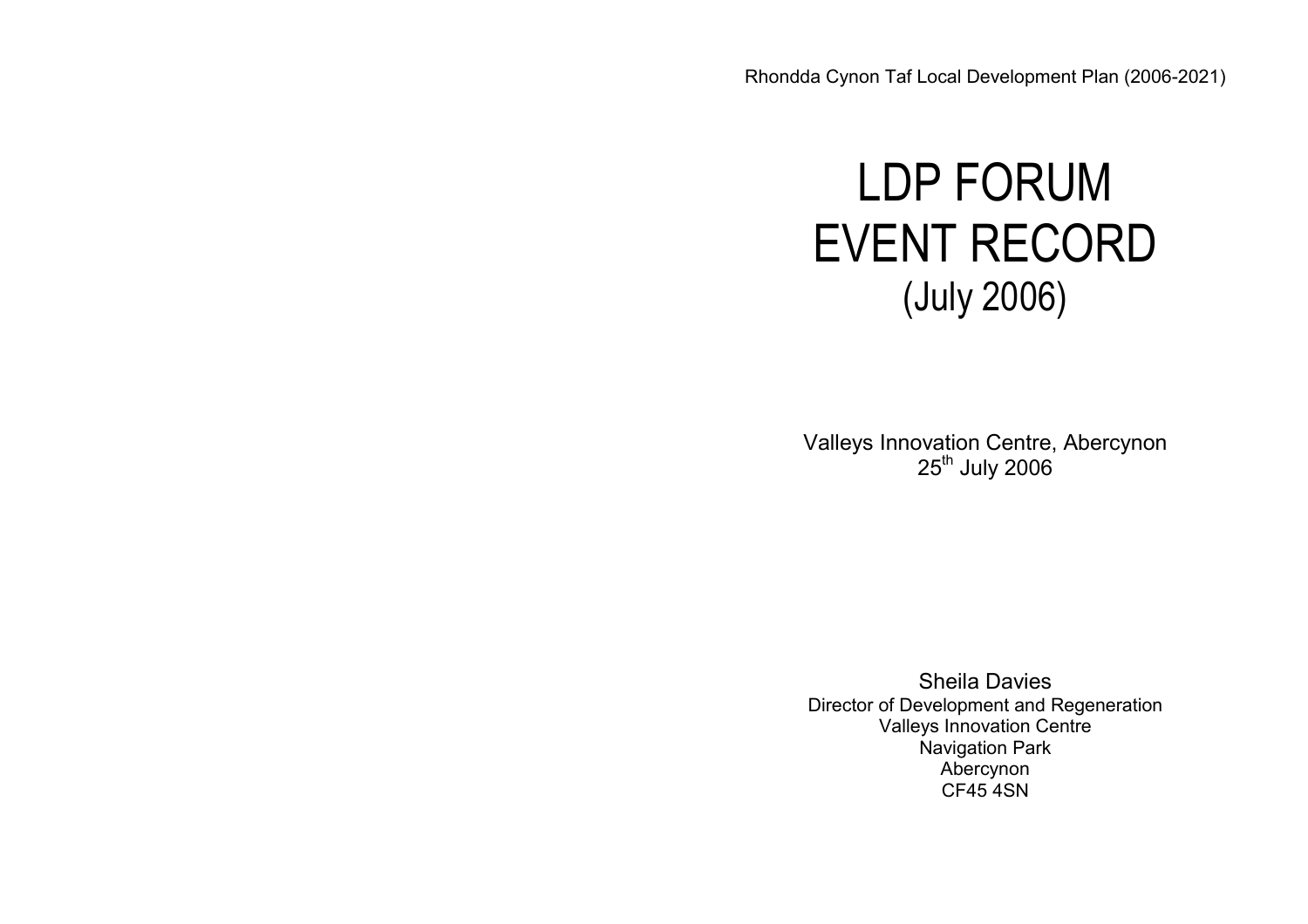Rhondda Cynon Taf Local Development Plan (2006-2021)

# LDP FORUM EVENT RECORD (July 2006)

Valleys Innovation Centre, Abercynon
25th July 2006

Sheila Davies
Director of Development and Regeneration
Valleys Innovation Centre
Navigation Park
Abercynon
CF45 4SN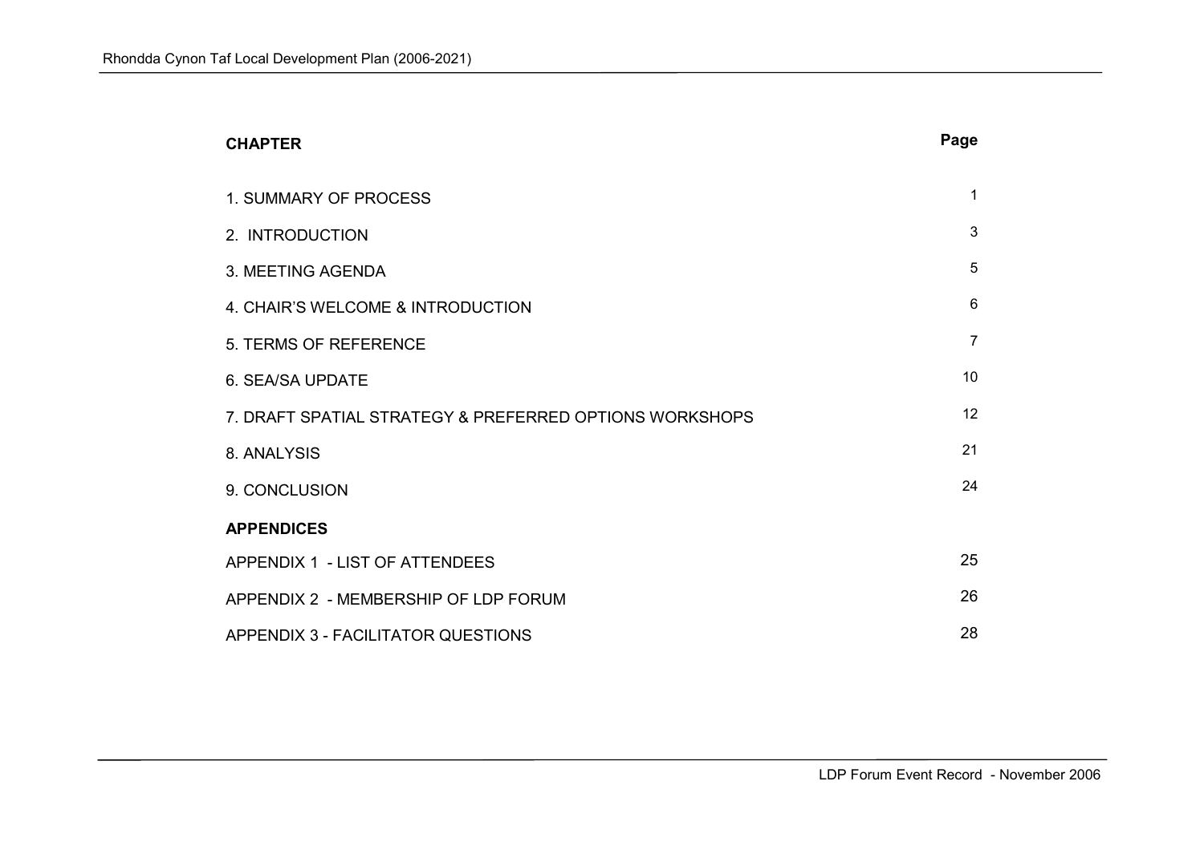| CHAPTER | Page |
| --- | --- |
| 1. SUMMARY OF PROCESS | 1 |
| 2. INTRODUCTION | 3 |
| 3. MEETING AGENDA | 5 |
| 4. CHAIR'S WELCOME & INTRODUCTION | 6 |
| 5. TERMS OF REFERENCE | 7 |
| 6. SEA/SA UPDATE | 10 |
| 7. DRAFT SPATIAL STRATEGY & PREFERRED OPTIONS WORKSHOPS | 12 |
| 8. ANALYSIS | 21 |
| 9. CONCLUSION | 24 |
| **APPENDICES** | |
| APPENDIX 1 - LIST OF ATTENDEES | 25 |
| APPENDIX 2 - MEMBERSHIP OF LDP FORUM | 26 |
| APPENDIX 3 - FACILITATOR QUESTIONS | 28 |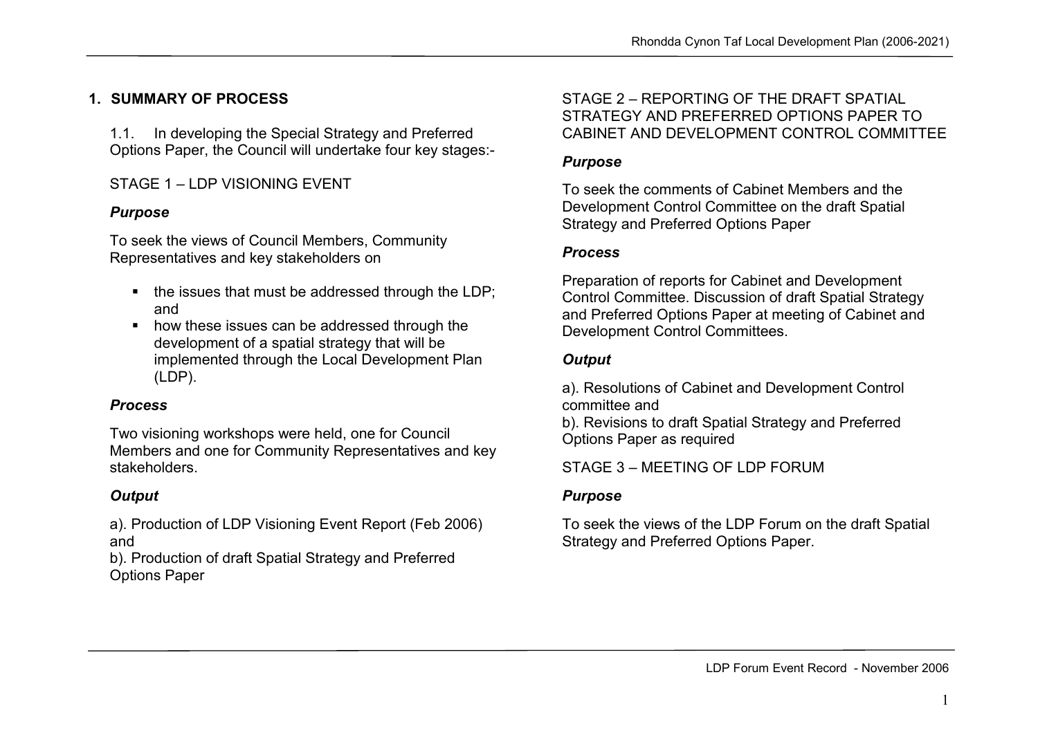## 1. SUMMARY OF PROCESS

1.1. In developing the Special Strategy and Preferred Options Paper, the Council will undertake four key stages:-

STAGE 1 – LDP VISIONING EVENT

***Purpose***

To seek the views of Council Members, Community Representatives and key stakeholders on

- the issues that must be addressed through the LDP; and
- how these issues can be addressed through the development of a spatial strategy that will be implemented through the Local Development Plan (LDP).

***Process***

Two visioning workshops were held, one for Council Members and one for Community Representatives and key stakeholders.

***Output***

a). Production of LDP Visioning Event Report (Feb 2006) and
b). Production of draft Spatial Strategy and Preferred Options Paper

STAGE 2 – REPORTING OF THE DRAFT SPATIAL STRATEGY AND PREFERRED OPTIONS PAPER TO CABINET AND DEVELOPMENT CONTROL COMMITTEE

***Purpose***

To seek the comments of Cabinet Members and the Development Control Committee on the draft Spatial Strategy and Preferred Options Paper

***Process***

Preparation of reports for Cabinet and Development Control Committee. Discussion of draft Spatial Strategy and Preferred Options Paper at meeting of Cabinet and Development Control Committees.

***Output***

a). Resolutions of Cabinet and Development Control committee and
b). Revisions to draft Spatial Strategy and Preferred Options Paper as required

STAGE 3 – MEETING OF LDP FORUM

***Purpose***

To seek the views of the LDP Forum on the draft Spatial Strategy and Preferred Options Paper.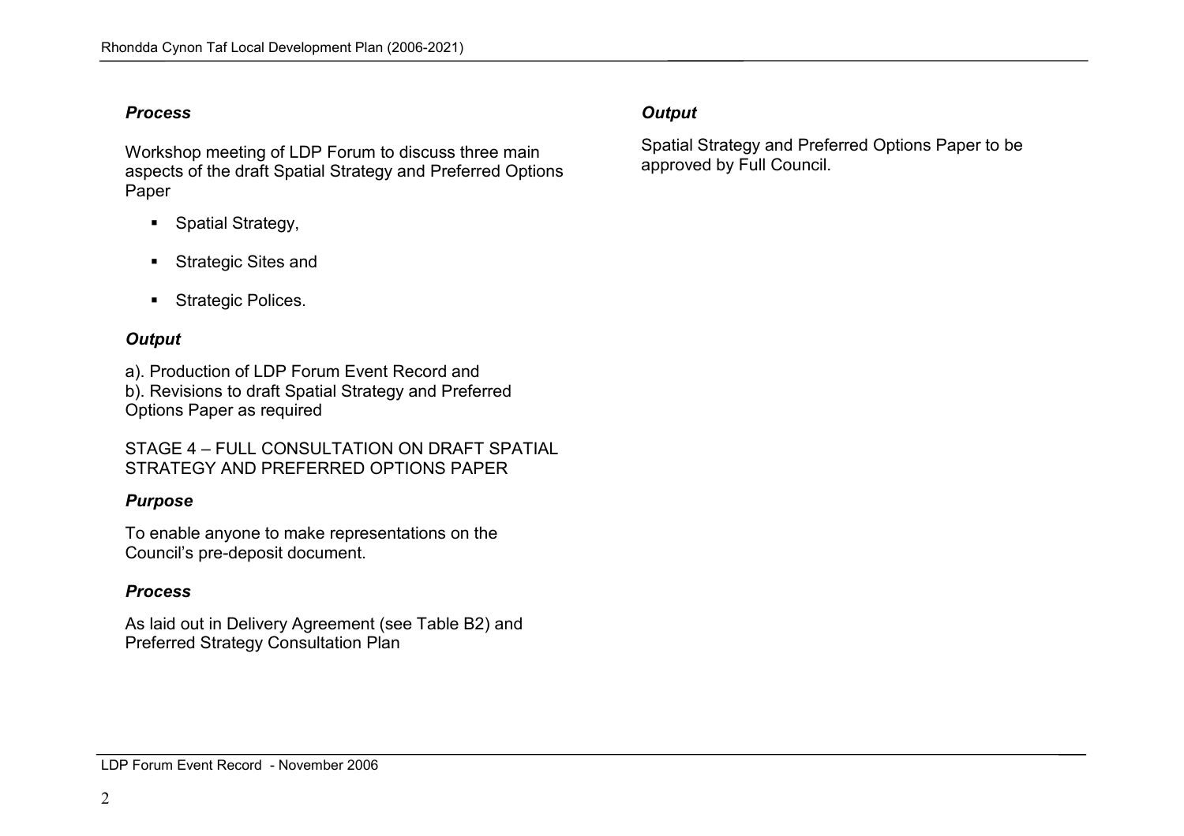***Process***

Workshop meeting of LDP Forum to discuss three main aspects of the draft Spatial Strategy and Preferred Options Paper

- Spatial Strategy,
- Strategic Sites and
- Strategic Polices.

***Output***

a). Production of LDP Forum Event Record and
b). Revisions to draft Spatial Strategy and Preferred Options Paper as required

STAGE 4 – FULL CONSULTATION ON DRAFT SPATIAL STRATEGY AND PREFERRED OPTIONS PAPER

***Purpose***

To enable anyone to make representations on the Council's pre-deposit document.

***Process***

As laid out in Delivery Agreement (see Table B2) and Preferred Strategy Consultation Plan

***Output***

Spatial Strategy and Preferred Options Paper to be approved by Full Council.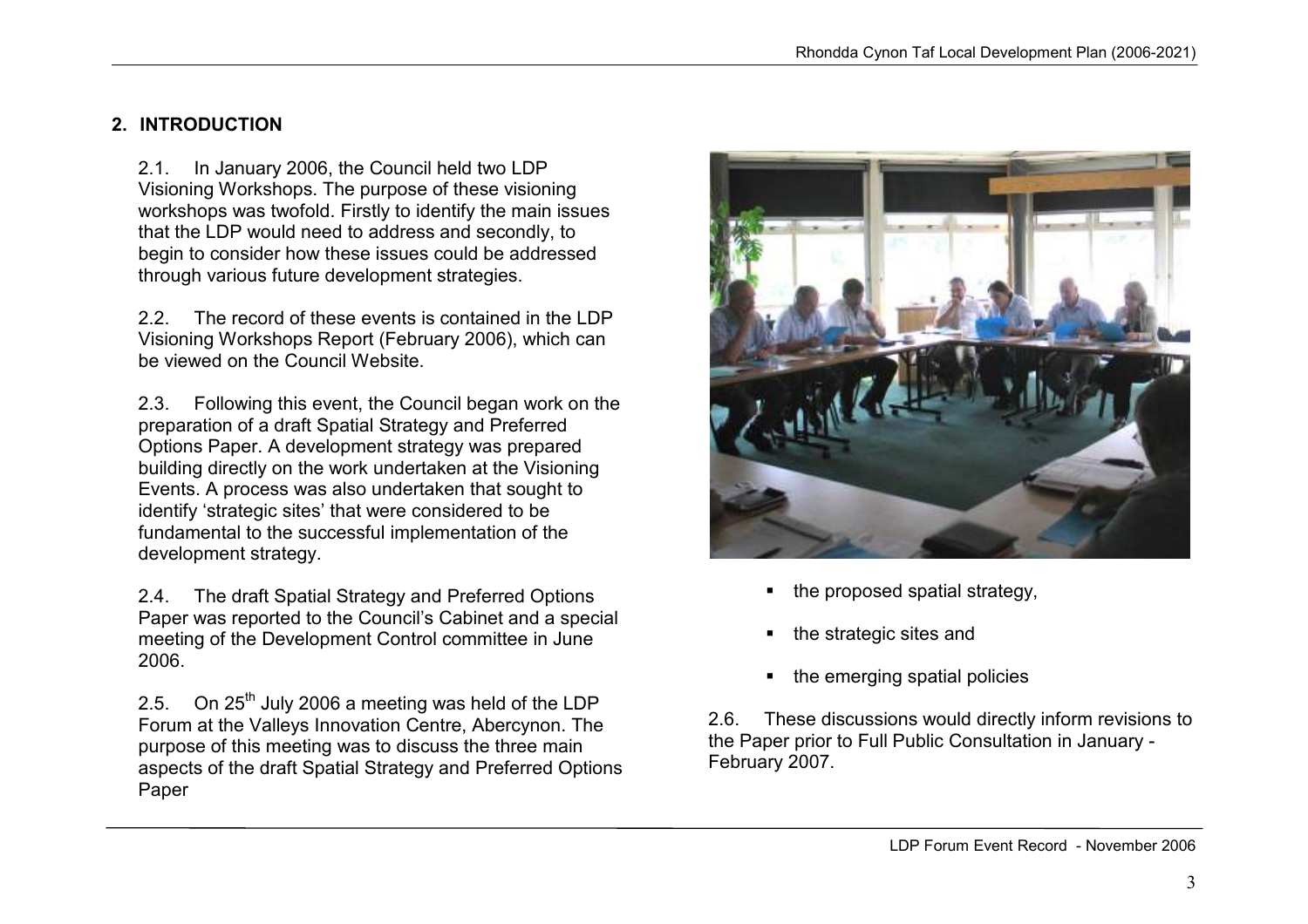## 2. INTRODUCTION

2.1. In January 2006, the Council held two LDP Visioning Workshops. The purpose of these visioning workshops was twofold. Firstly to identify the main issues that the LDP would need to address and secondly, to begin to consider how these issues could be addressed through various future development strategies.

2.2. The record of these events is contained in the LDP Visioning Workshops Report (February 2006), which can be viewed on the Council Website.

2.3. Following this event, the Council began work on the preparation of a draft Spatial Strategy and Preferred Options Paper. A development strategy was prepared building directly on the work undertaken at the Visioning Events. A process was also undertaken that sought to identify 'strategic sites' that were considered to be fundamental to the successful implementation of the development strategy.

2.4. The draft Spatial Strategy and Preferred Options Paper was reported to the Council's Cabinet and a special meeting of the Development Control committee in June 2006.

2.5. On 25th July 2006 a meeting was held of the LDP Forum at the Valleys Innovation Centre, Abercynon. The purpose of this meeting was to discuss the three main aspects of the draft Spatial Strategy and Preferred Options Paper

- the proposed spatial strategy,
- the strategic sites and
- the emerging spatial policies

2.6. These discussions would directly inform revisions to the Paper prior to Full Public Consultation in January - February 2007.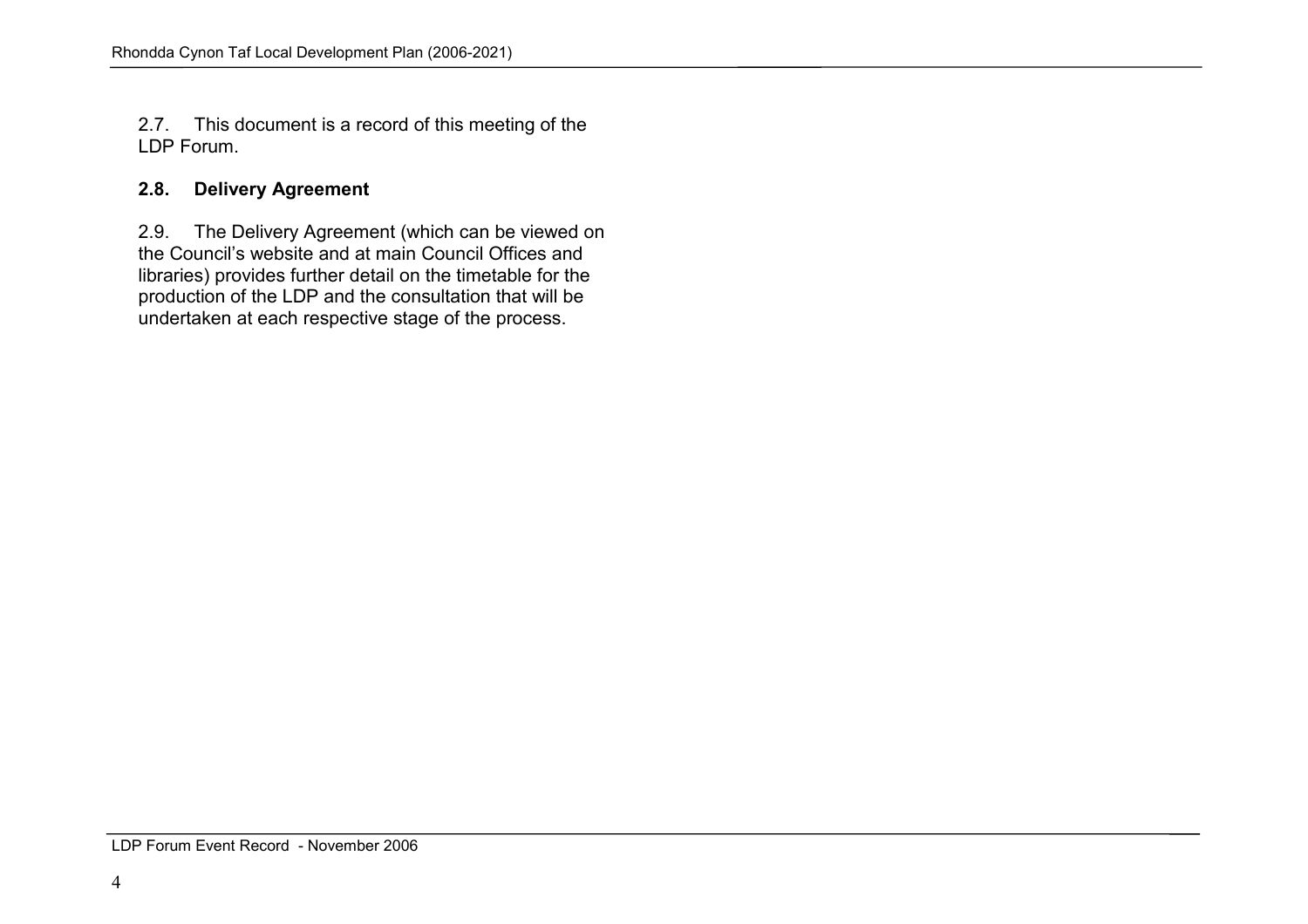2.7. This document is a record of this meeting of the LDP Forum.

**2.8. Delivery Agreement**

2.9. The Delivery Agreement (which can be viewed on the Council's website and at main Council Offices and libraries) provides further detail on the timetable for the production of the LDP and the consultation that will be undertaken at each respective stage of the process.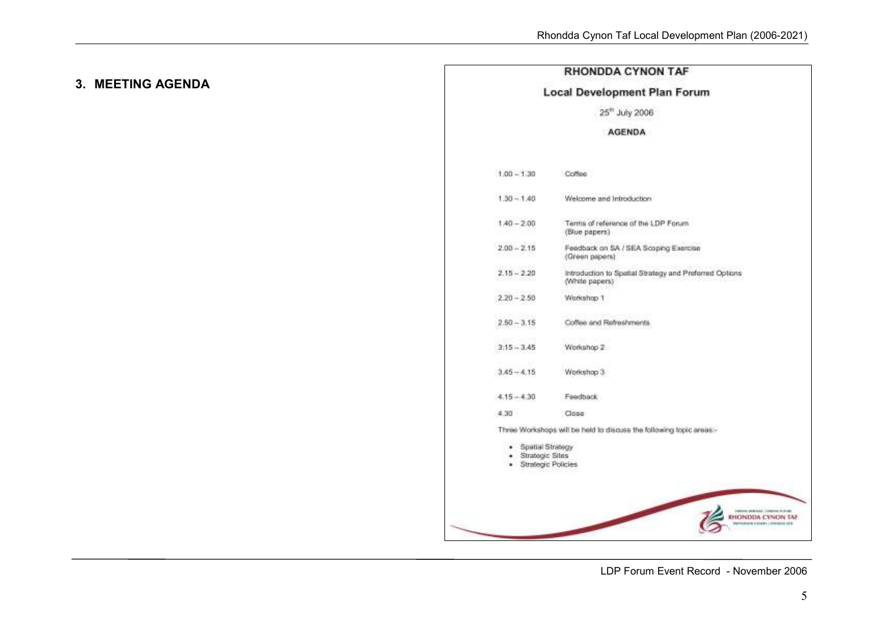## 3. MEETING AGENDA

**RHONDDA CYNON TAF**

**Local Development Plan Forum**

25th July 2006

**AGENDA**

| | |
|---|---|
| 1.00 – 1.30 | Coffee |
| 1.30 – 1.40 | Welcome and Introduction |
| 1.40 – 2.00 | Terms of reference of the LDP Forum (Blue papers) |
| 2.00 – 2.15 | Feedback on SA / SEA Scoping Exercise (Green papers) |
| 2.15 – 2.20 | Introduction to Spatial Strategy and Preferred Options (White papers) |
| 2.20 – 2.50 | Workshop 1 |
| 2.50 – 3.15 | Coffee and Refreshments |
| 3:15 – 3.45 | Workshop 2 |
| 3.45 – 4.15 | Workshop 3 |
| 4.15 – 4.30 | Feedback |
| 4.30 | Close |

Three Workshops will be held to discuss the following topic areas:-

- Spatial Strategy
- Strategic Sites
- Strategic Policies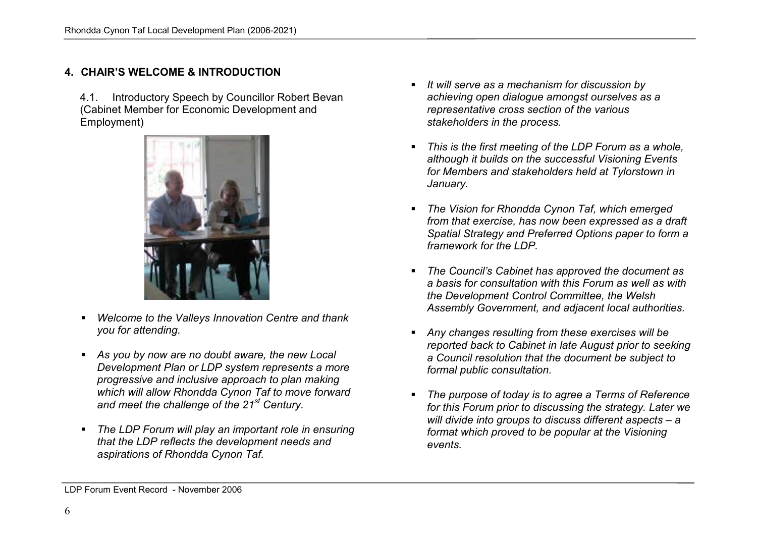## 4. CHAIR'S WELCOME & INTRODUCTION

4.1. Introductory Speech by Councillor Robert Bevan (Cabinet Member for Economic Development and Employment)

- *Welcome to the Valleys Innovation Centre and thank you for attending.*
- *As you by now are no doubt aware, the new Local Development Plan or LDP system represents a more progressive and inclusive approach to plan making which will allow Rhondda Cynon Taf to move forward and meet the challenge of the 21st Century.*
- *The LDP Forum will play an important role in ensuring that the LDP reflects the development needs and aspirations of Rhondda Cynon Taf.*
- *It will serve as a mechanism for discussion by achieving open dialogue amongst ourselves as a representative cross section of the various stakeholders in the process.*
- *This is the first meeting of the LDP Forum as a whole, although it builds on the successful Visioning Events for Members and stakeholders held at Tylorstown in January.*
- *The Vision for Rhondda Cynon Taf, which emerged from that exercise, has now been expressed as a draft Spatial Strategy and Preferred Options paper to form a framework for the LDP.*
- *The Council's Cabinet has approved the document as a basis for consultation with this Forum as well as with the Development Control Committee, the Welsh Assembly Government, and adjacent local authorities.*
- *Any changes resulting from these exercises will be reported back to Cabinet in late August prior to seeking a Council resolution that the document be subject to formal public consultation.*
- *The purpose of today is to agree a Terms of Reference for this Forum prior to discussing the strategy. Later we will divide into groups to discuss different aspects – a format which proved to be popular at the Visioning events.*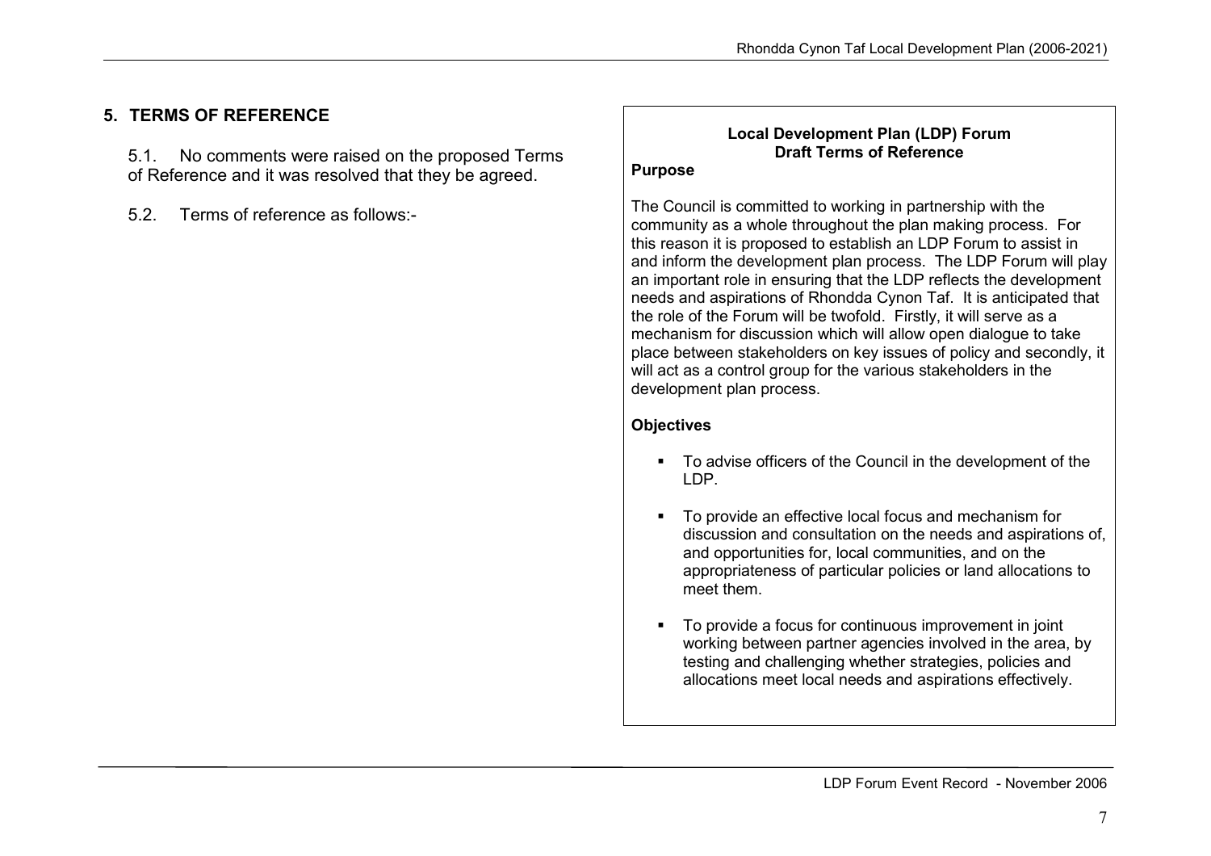## 5. TERMS OF REFERENCE

5.1. No comments were raised on the proposed Terms of Reference and it was resolved that they be agreed.

5.2. Terms of reference as follows:-

**Local Development Plan (LDP) Forum**
**Draft Terms of Reference**

**Purpose**

The Council is committed to working in partnership with the community as a whole throughout the plan making process. For this reason it is proposed to establish an LDP Forum to assist in and inform the development plan process. The LDP Forum will play an important role in ensuring that the LDP reflects the development needs and aspirations of Rhondda Cynon Taf. It is anticipated that the role of the Forum will be twofold. Firstly, it will serve as a mechanism for discussion which will allow open dialogue to take place between stakeholders on key issues of policy and secondly, it will act as a control group for the various stakeholders in the development plan process.

**Objectives**

- To advise officers of the Council in the development of the LDP.
- To provide an effective local focus and mechanism for discussion and consultation on the needs and aspirations of, and opportunities for, local communities, and on the appropriateness of particular policies or land allocations to meet them.
- To provide a focus for continuous improvement in joint working between partner agencies involved in the area, by testing and challenging whether strategies, policies and allocations meet local needs and aspirations effectively.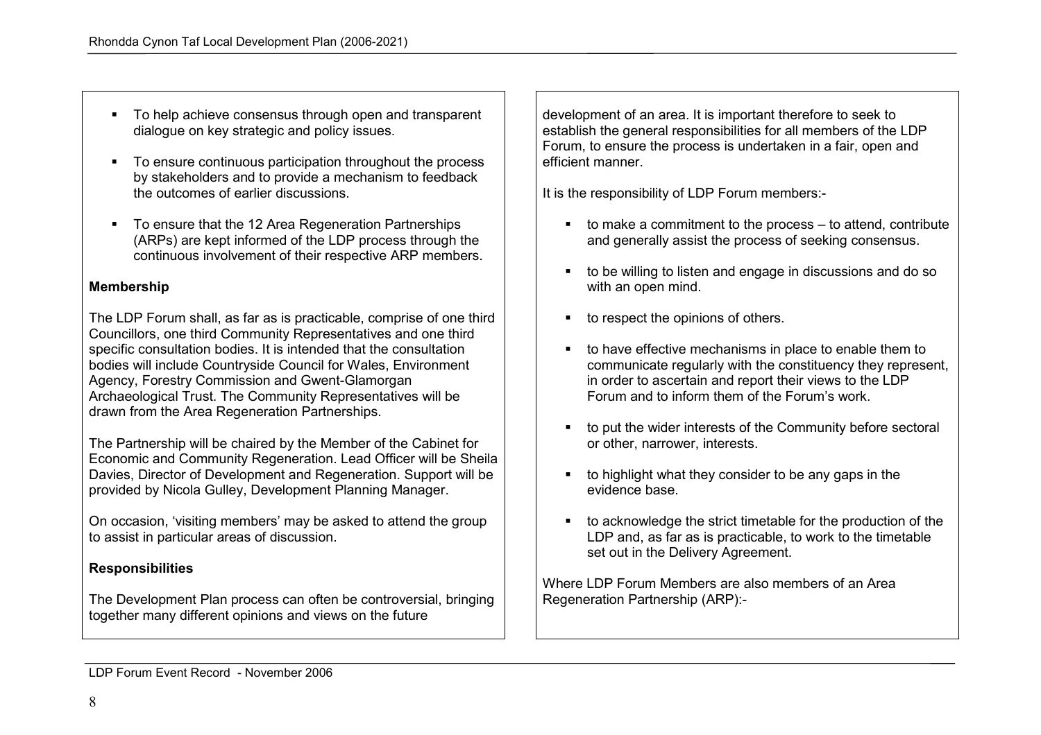- To help achieve consensus through open and transparent dialogue on key strategic and policy issues.

- To ensure continuous participation throughout the process by stakeholders and to provide a mechanism to feedback the outcomes of earlier discussions.

- To ensure that the 12 Area Regeneration Partnerships (ARPs) are kept informed of the LDP process through the continuous involvement of their respective ARP members.

**Membership**

The LDP Forum shall, as far as is practicable, comprise of one third Councillors, one third Community Representatives and one third specific consultation bodies. It is intended that the consultation bodies will include Countryside Council for Wales, Environment Agency, Forestry Commission and Gwent-Glamorgan Archaeological Trust. The Community Representatives will be drawn from the Area Regeneration Partnerships.

The Partnership will be chaired by the Member of the Cabinet for Economic and Community Regeneration. Lead Officer will be Sheila Davies, Director of Development and Regeneration. Support will be provided by Nicola Gulley, Development Planning Manager.

On occasion, 'visiting members' may be asked to attend the group to assist in particular areas of discussion.

**Responsibilities**

The Development Plan process can often be controversial, bringing together many different opinions and views on the future development of an area. It is important therefore to seek to establish the general responsibilities for all members of the LDP Forum, to ensure the process is undertaken in a fair, open and efficient manner.

It is the responsibility of LDP Forum members:-

- to make a commitment to the process – to attend, contribute and generally assist the process of seeking consensus.

- to be willing to listen and engage in discussions and do so with an open mind.

- to respect the opinions of others.

- to have effective mechanisms in place to enable them to communicate regularly with the constituency they represent, in order to ascertain and report their views to the LDP Forum and to inform them of the Forum's work.

- to put the wider interests of the Community before sectoral or other, narrower, interests.

- to highlight what they consider to be any gaps in the evidence base.

- to acknowledge the strict timetable for the production of the LDP and, as far as is practicable, to work to the timetable set out in the Delivery Agreement.

Where LDP Forum Members are also members of an Area Regeneration Partnership (ARP):-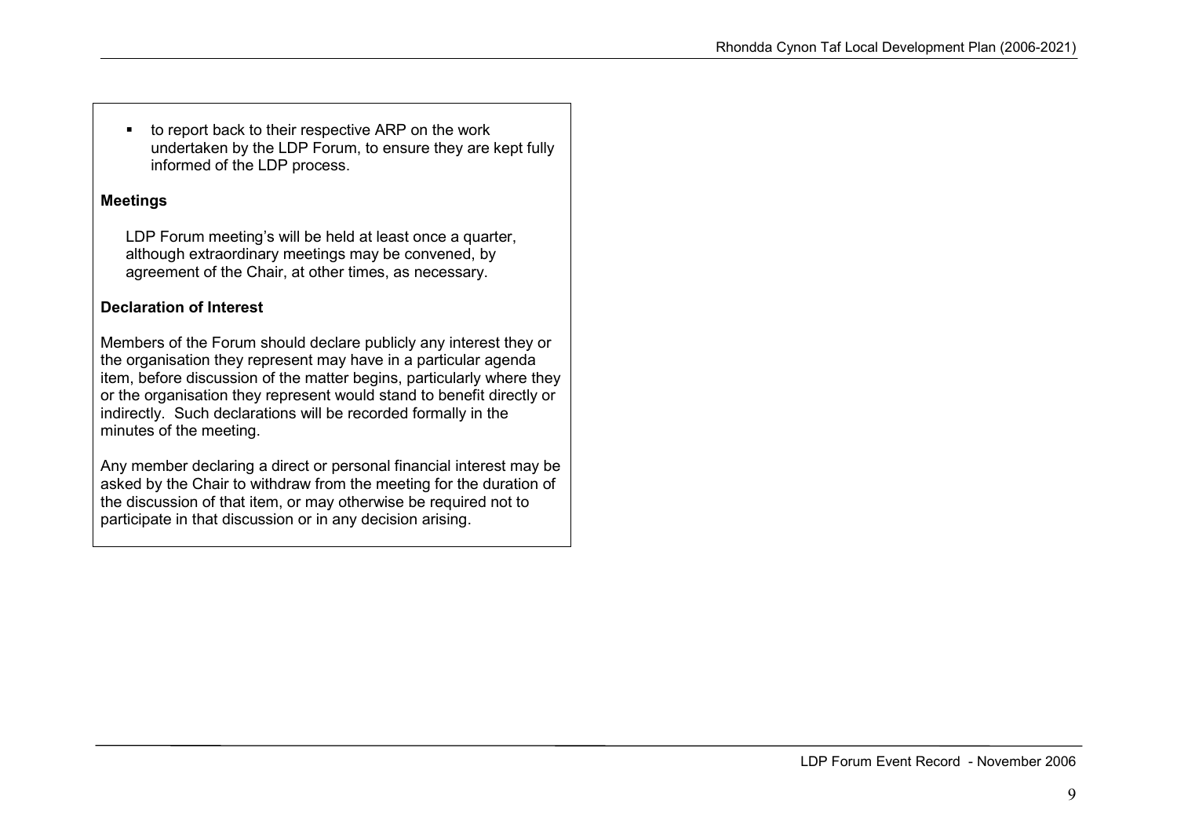- to report back to their respective ARP on the work undertaken by the LDP Forum, to ensure they are kept fully informed of the LDP process.

**Meetings**

LDP Forum meeting's will be held at least once a quarter, although extraordinary meetings may be convened, by agreement of the Chair, at other times, as necessary.

**Declaration of Interest**

Members of the Forum should declare publicly any interest they or the organisation they represent may have in a particular agenda item, before discussion of the matter begins, particularly where they or the organisation they represent would stand to benefit directly or indirectly. Such declarations will be recorded formally in the minutes of the meeting.

Any member declaring a direct or personal financial interest may be asked by the Chair to withdraw from the meeting for the duration of the discussion of that item, or may otherwise be required not to participate in that discussion or in any decision arising.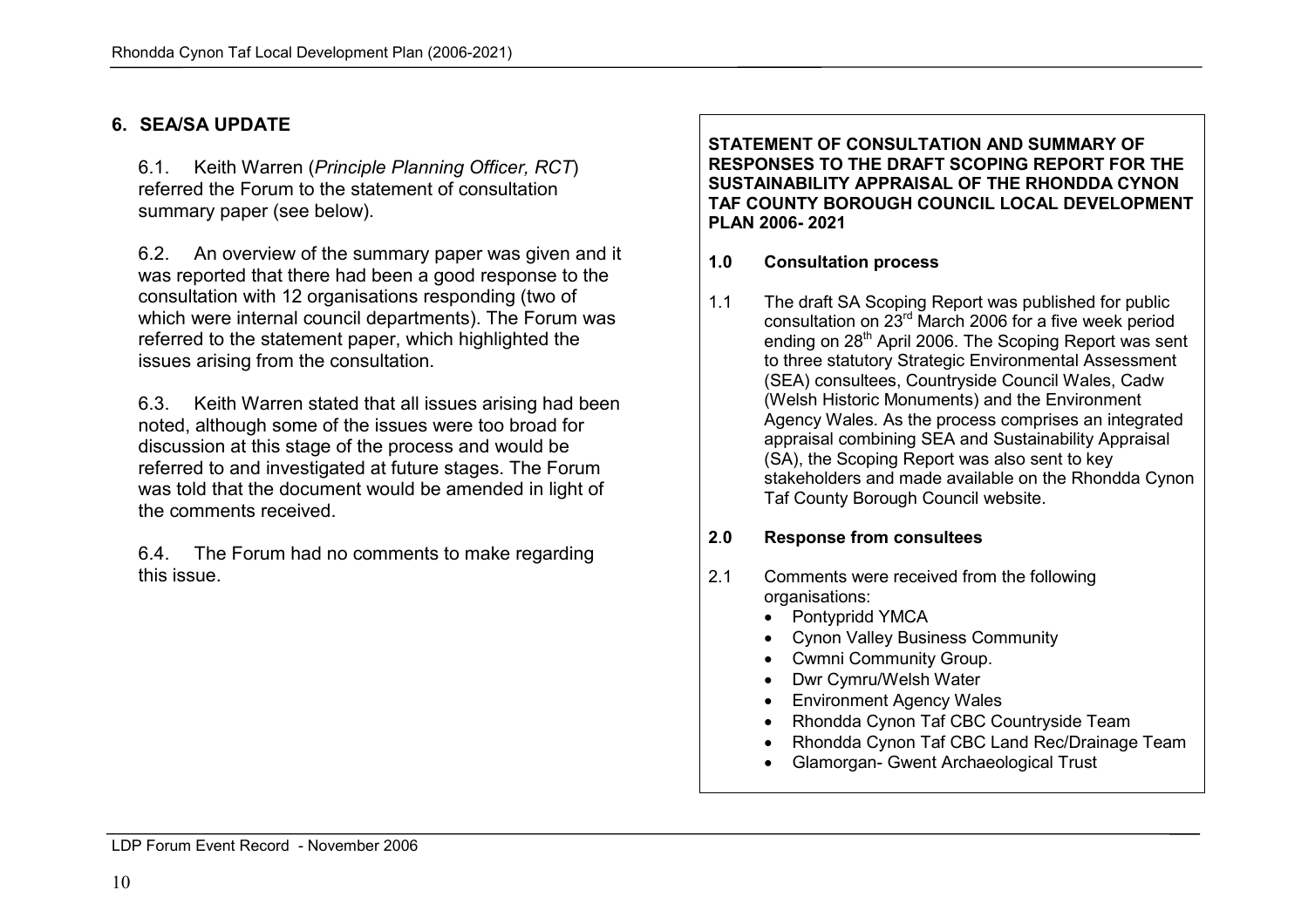## 6. SEA/SA UPDATE

6.1. Keith Warren (*Principle Planning Officer, RCT*) referred the Forum to the statement of consultation summary paper (see below).

6.2. An overview of the summary paper was given and it was reported that there had been a good response to the consultation with 12 organisations responding (two of which were internal council departments). The Forum was referred to the statement paper, which highlighted the issues arising from the consultation.

6.3. Keith Warren stated that all issues arising had been noted, although some of the issues were too broad for discussion at this stage of the process and would be referred to and investigated at future stages. The Forum was told that the document would be amended in light of the comments received.

6.4. The Forum had no comments to make regarding this issue.

**STATEMENT OF CONSULTATION AND SUMMARY OF RESPONSES TO THE DRAFT SCOPING REPORT FOR THE SUSTAINABILITY APPRAISAL OF THE RHONDDA CYNON TAF COUNTY BOROUGH COUNCIL LOCAL DEVELOPMENT PLAN 2006- 2021**

**1.0 Consultation process**

1.1 The draft SA Scoping Report was published for public consultation on 23rd March 2006 for a five week period ending on 28th April 2006. The Scoping Report was sent to three statutory Strategic Environmental Assessment (SEA) consultees, Countryside Council Wales, Cadw (Welsh Historic Monuments) and the Environment Agency Wales. As the process comprises an integrated appraisal combining SEA and Sustainability Appraisal (SA), the Scoping Report was also sent to key stakeholders and made available on the Rhondda Cynon Taf County Borough Council website.

**2.0 Response from consultees**

2.1 Comments were received from the following organisations:

- Pontypridd YMCA
- Cynon Valley Business Community
- Cwmni Community Group.
- Dwr Cymru/Welsh Water
- Environment Agency Wales
- Rhondda Cynon Taf CBC Countryside Team
- Rhondda Cynon Taf CBC Land Rec/Drainage Team
- Glamorgan- Gwent Archaeological Trust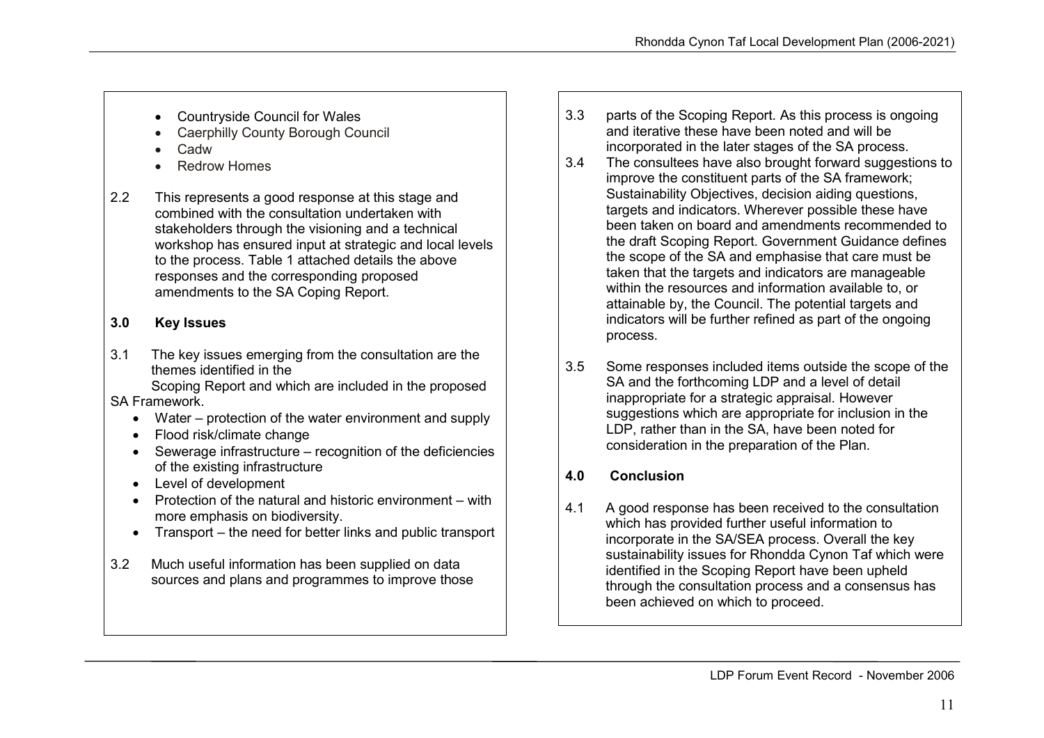- Countryside Council for Wales
- Caerphilly County Borough Council
- Cadw
- Redrow Homes

2.2 This represents a good response at this stage and combined with the consultation undertaken with stakeholders through the visioning and a technical workshop has ensured input at strategic and local levels to the process. Table 1 attached details the above responses and the corresponding proposed amendments to the SA Coping Report.

## 3.0 Key Issues

3.1 The key issues emerging from the consultation are the themes identified in the Scoping Report and which are included in the proposed SA Framework.

- Water – protection of the water environment and supply
- Flood risk/climate change
- Sewerage infrastructure – recognition of the deficiencies of the existing infrastructure
- Level of development
- Protection of the natural and historic environment – with more emphasis on biodiversity.
- Transport – the need for better links and public transport

3.2 Much useful information has been supplied on data sources and plans and programmes to improve those

3.3 parts of the Scoping Report. As this process is ongoing and iterative these have been noted and will be incorporated in the later stages of the SA process.

3.4 The consultees have also brought forward suggestions to improve the constituent parts of the SA framework; Sustainability Objectives, decision aiding questions, targets and indicators. Wherever possible these have been taken on board and amendments recommended to the draft Scoping Report. Government Guidance defines the scope of the SA and emphasise that care must be taken that the targets and indicators are manageable within the resources and information available to, or attainable by, the Council. The potential targets and indicators will be further refined as part of the ongoing process.

3.5 Some responses included items outside the scope of the SA and the forthcoming LDP and a level of detail inappropriate for a strategic appraisal. However suggestions which are appropriate for inclusion in the LDP, rather than in the SA, have been noted for consideration in the preparation of the Plan.

## 4.0 Conclusion

4.1 A good response has been received to the consultation which has provided further useful information to incorporate in the SA/SEA process. Overall the key sustainability issues for Rhondda Cynon Taf which were identified in the Scoping Report have been upheld through the consultation process and a consensus has been achieved on which to proceed.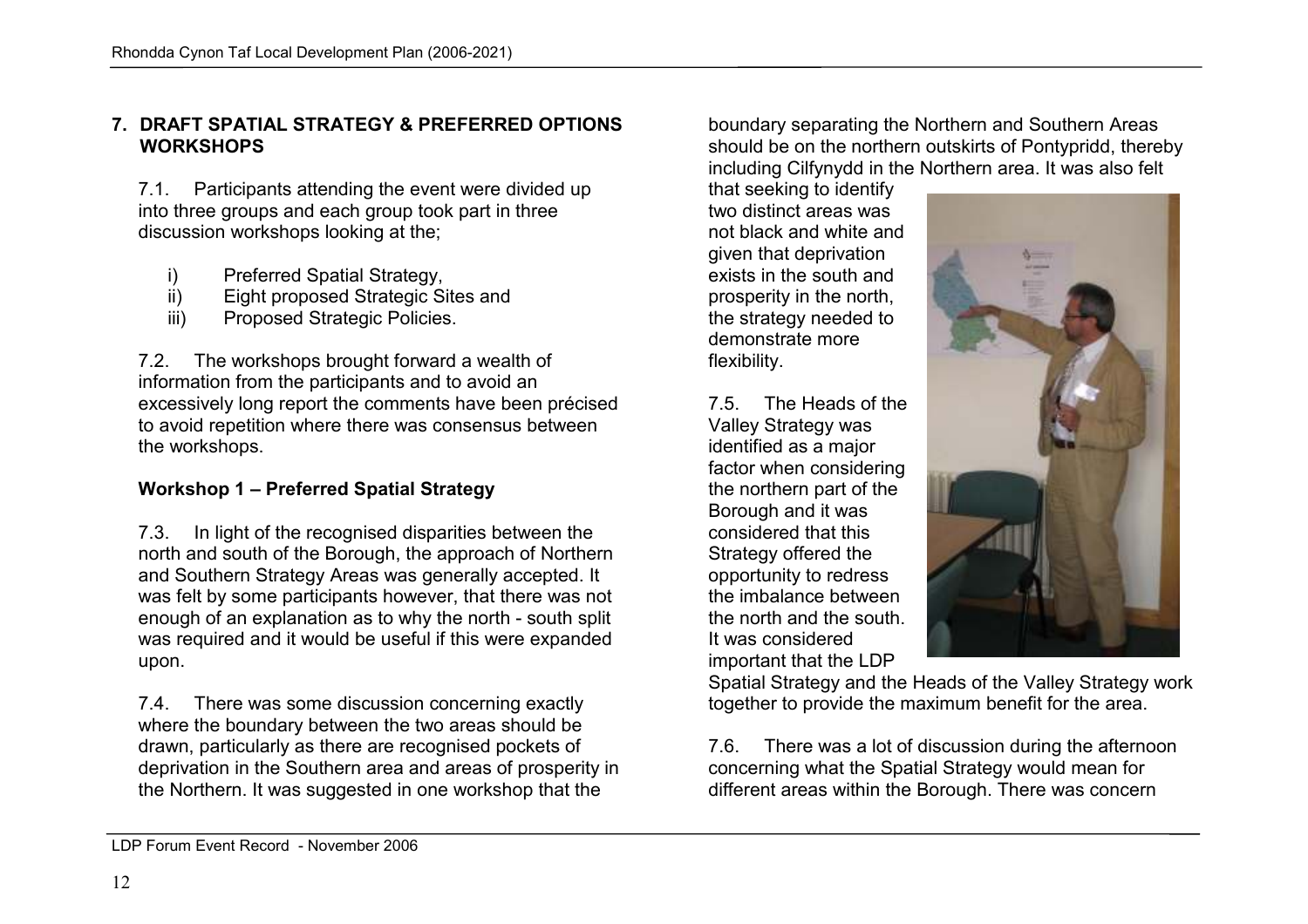## 7. DRAFT SPATIAL STRATEGY & PREFERRED OPTIONS WORKSHOPS

7.1. Participants attending the event were divided up into three groups and each group took part in three discussion workshops looking at the;

- i) Preferred Spatial Strategy,
- ii) Eight proposed Strategic Sites and
- iii) Proposed Strategic Policies.

7.2. The workshops brought forward a wealth of information from the participants and to avoid an excessively long report the comments have been précised to avoid repetition where there was consensus between the workshops.

### Workshop 1 – Preferred Spatial Strategy

7.3. In light of the recognised disparities between the north and south of the Borough, the approach of Northern and Southern Strategy Areas was generally accepted. It was felt by some participants however, that there was not enough of an explanation as to why the north - south split was required and it would be useful if this were expanded upon.

7.4. There was some discussion concerning exactly where the boundary between the two areas should be drawn, particularly as there are recognised pockets of deprivation in the Southern area and areas of prosperity in the Northern. It was suggested in one workshop that the boundary separating the Northern and Southern Areas should be on the northern outskirts of Pontypridd, thereby including Cilfynydd in the Northern area. It was also felt that seeking to identify two distinct areas was not black and white and given that deprivation exists in the south and prosperity in the north, the strategy needed to demonstrate more flexibility.

7.5. The Heads of the Valley Strategy was identified as a major factor when considering the northern part of the Borough and it was considered that this Strategy offered the opportunity to redress the imbalance between the north and the south. It was considered important that the LDP Spatial Strategy and the Heads of the Valley Strategy work together to provide the maximum benefit for the area.

7.6. There was a lot of discussion during the afternoon concerning what the Spatial Strategy would mean for different areas within the Borough. There was concern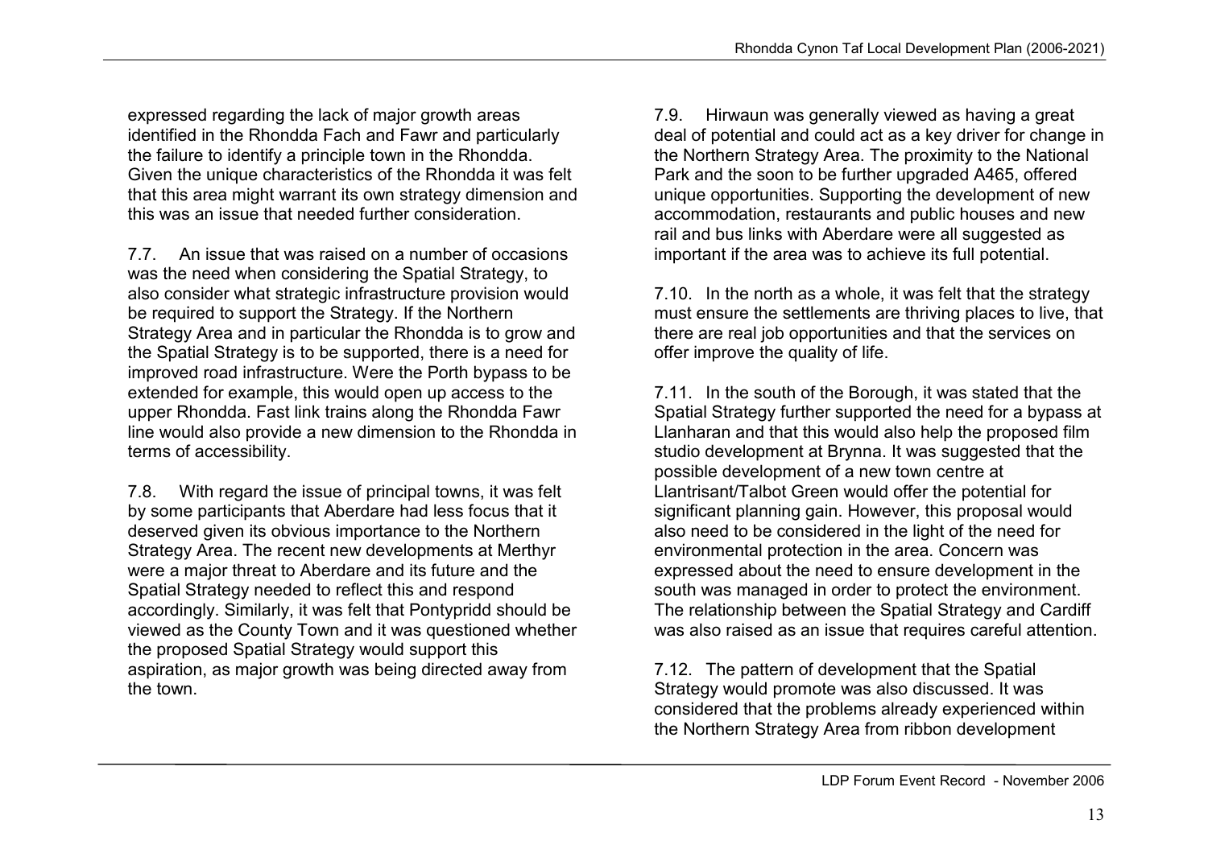expressed regarding the lack of major growth areas identified in the Rhondda Fach and Fawr and particularly the failure to identify a principle town in the Rhondda. Given the unique characteristics of the Rhondda it was felt that this area might warrant its own strategy dimension and this was an issue that needed further consideration.

7.7. An issue that was raised on a number of occasions was the need when considering the Spatial Strategy, to also consider what strategic infrastructure provision would be required to support the Strategy. If the Northern Strategy Area and in particular the Rhondda is to grow and the Spatial Strategy is to be supported, there is a need for improved road infrastructure. Were the Porth bypass to be extended for example, this would open up access to the upper Rhondda. Fast link trains along the Rhondda Fawr line would also provide a new dimension to the Rhondda in terms of accessibility.

7.8. With regard the issue of principal towns, it was felt by some participants that Aberdare had less focus that it deserved given its obvious importance to the Northern Strategy Area. The recent new developments at Merthyr were a major threat to Aberdare and its future and the Spatial Strategy needed to reflect this and respond accordingly. Similarly, it was felt that Pontypridd should be viewed as the County Town and it was questioned whether the proposed Spatial Strategy would support this aspiration, as major growth was being directed away from the town.

7.9. Hirwaun was generally viewed as having a great deal of potential and could act as a key driver for change in the Northern Strategy Area. The proximity to the National Park and the soon to be further upgraded A465, offered unique opportunities. Supporting the development of new accommodation, restaurants and public houses and new rail and bus links with Aberdare were all suggested as important if the area was to achieve its full potential.

7.10. In the north as a whole, it was felt that the strategy must ensure the settlements are thriving places to live, that there are real job opportunities and that the services on offer improve the quality of life.

7.11. In the south of the Borough, it was stated that the Spatial Strategy further supported the need for a bypass at Llanharan and that this would also help the proposed film studio development at Brynna. It was suggested that the possible development of a new town centre at Llantrisant/Talbot Green would offer the potential for significant planning gain. However, this proposal would also need to be considered in the light of the need for environmental protection in the area. Concern was expressed about the need to ensure development in the south was managed in order to protect the environment. The relationship between the Spatial Strategy and Cardiff was also raised as an issue that requires careful attention.

7.12. The pattern of development that the Spatial Strategy would promote was also discussed. It was considered that the problems already experienced within the Northern Strategy Area from ribbon development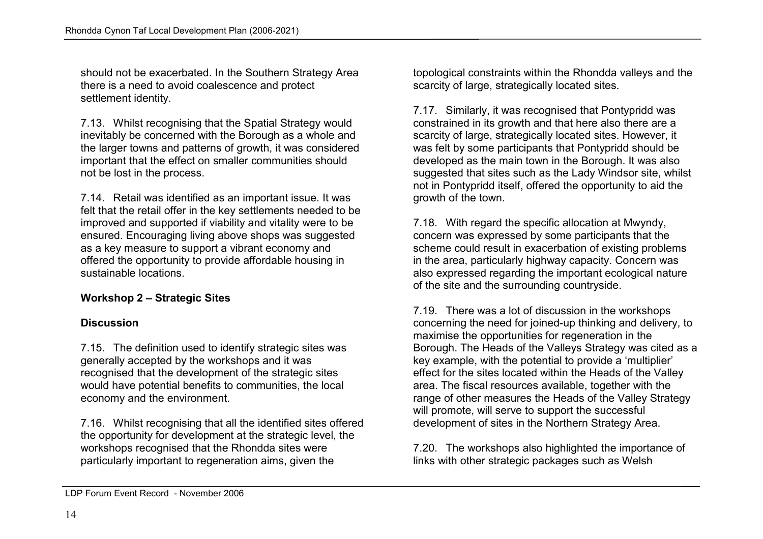should not be exacerbated. In the Southern Strategy Area there is a need to avoid coalescence and protect settlement identity.

7.13. Whilst recognising that the Spatial Strategy would inevitably be concerned with the Borough as a whole and the larger towns and patterns of growth, it was considered important that the effect on smaller communities should not be lost in the process.

7.14. Retail was identified as an important issue. It was felt that the retail offer in the key settlements needed to be improved and supported if viability and vitality were to be ensured. Encouraging living above shops was suggested as a key measure to support a vibrant economy and offered the opportunity to provide affordable housing in sustainable locations.

**Workshop 2 – Strategic Sites**

**Discussion**

7.15. The definition used to identify strategic sites was generally accepted by the workshops and it was recognised that the development of the strategic sites would have potential benefits to communities, the local economy and the environment.

7.16. Whilst recognising that all the identified sites offered the opportunity for development at the strategic level, the workshops recognised that the Rhondda sites were particularly important to regeneration aims, given the topological constraints within the Rhondda valleys and the scarcity of large, strategically located sites.

7.17. Similarly, it was recognised that Pontypridd was constrained in its growth and that here also there are a scarcity of large, strategically located sites. However, it was felt by some participants that Pontypridd should be developed as the main town in the Borough. It was also suggested that sites such as the Lady Windsor site, whilst not in Pontypridd itself, offered the opportunity to aid the growth of the town.

7.18. With regard the specific allocation at Mwyndy, concern was expressed by some participants that the scheme could result in exacerbation of existing problems in the area, particularly highway capacity. Concern was also expressed regarding the important ecological nature of the site and the surrounding countryside.

7.19. There was a lot of discussion in the workshops concerning the need for joined-up thinking and delivery, to maximise the opportunities for regeneration in the Borough. The Heads of the Valleys Strategy was cited as a key example, with the potential to provide a 'multiplier' effect for the sites located within the Heads of the Valley area. The fiscal resources available, together with the range of other measures the Heads of the Valley Strategy will promote, will serve to support the successful development of sites in the Northern Strategy Area.

7.20. The workshops also highlighted the importance of links with other strategic packages such as Welsh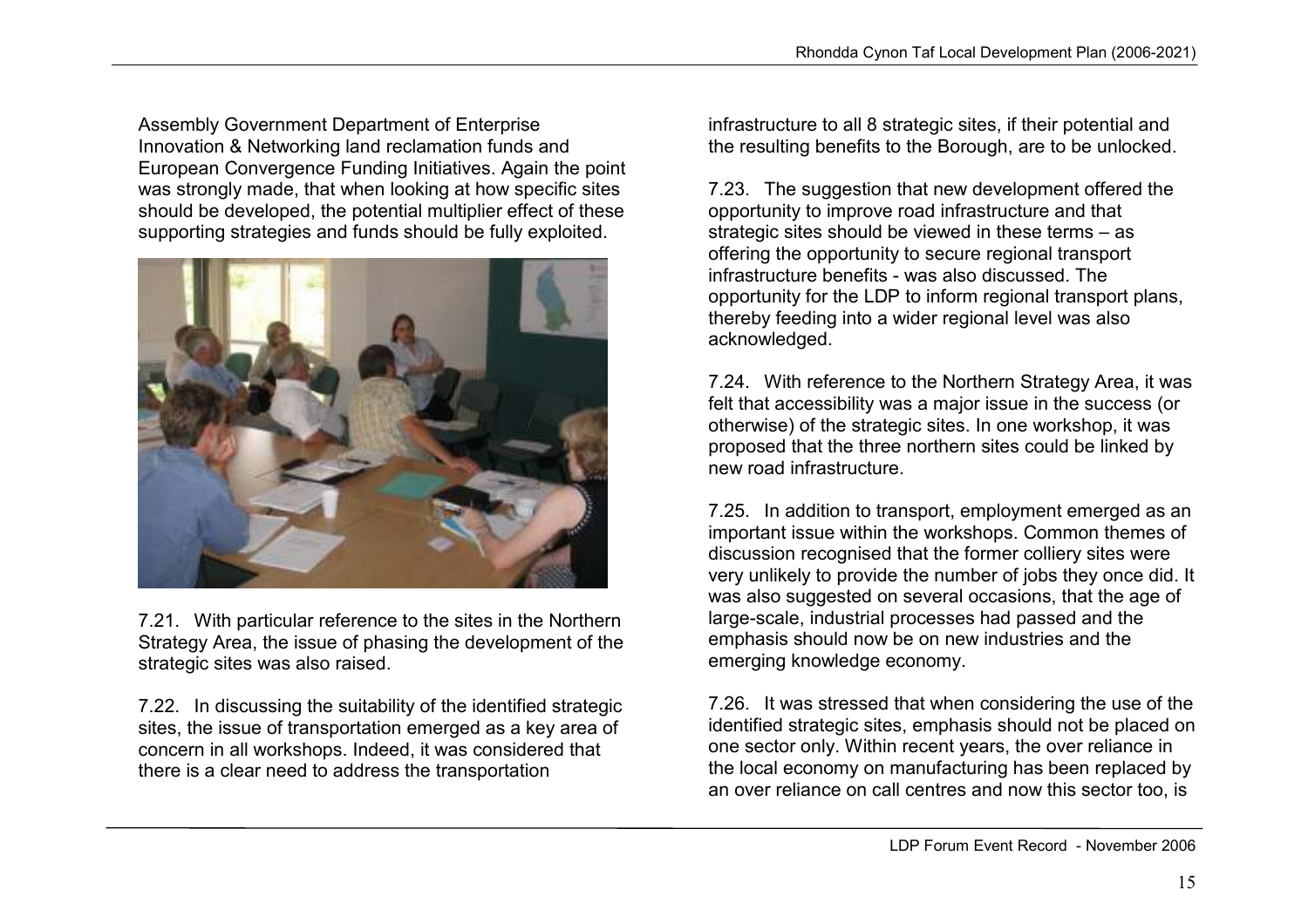Assembly Government Department of Enterprise Innovation & Networking land reclamation funds and European Convergence Funding Initiatives. Again the point was strongly made, that when looking at how specific sites should be developed, the potential multiplier effect of these supporting strategies and funds should be fully exploited.

7.21. With particular reference to the sites in the Northern Strategy Area, the issue of phasing the development of the strategic sites was also raised.

7.22. In discussing the suitability of the identified strategic sites, the issue of transportation emerged as a key area of concern in all workshops. Indeed, it was considered that there is a clear need to address the transportation infrastructure to all 8 strategic sites, if their potential and the resulting benefits to the Borough, are to be unlocked.

7.23. The suggestion that new development offered the opportunity to improve road infrastructure and that strategic sites should be viewed in these terms – as offering the opportunity to secure regional transport infrastructure benefits - was also discussed. The opportunity for the LDP to inform regional transport plans, thereby feeding into a wider regional level was also acknowledged.

7.24. With reference to the Northern Strategy Area, it was felt that accessibility was a major issue in the success (or otherwise) of the strategic sites. In one workshop, it was proposed that the three northern sites could be linked by new road infrastructure.

7.25. In addition to transport, employment emerged as an important issue within the workshops. Common themes of discussion recognised that the former colliery sites were very unlikely to provide the number of jobs they once did. It was also suggested on several occasions, that the age of large-scale, industrial processes had passed and the emphasis should now be on new industries and the emerging knowledge economy.

7.26. It was stressed that when considering the use of the identified strategic sites, emphasis should not be placed on one sector only. Within recent years, the over reliance in the local economy on manufacturing has been replaced by an over reliance on call centres and now this sector too, is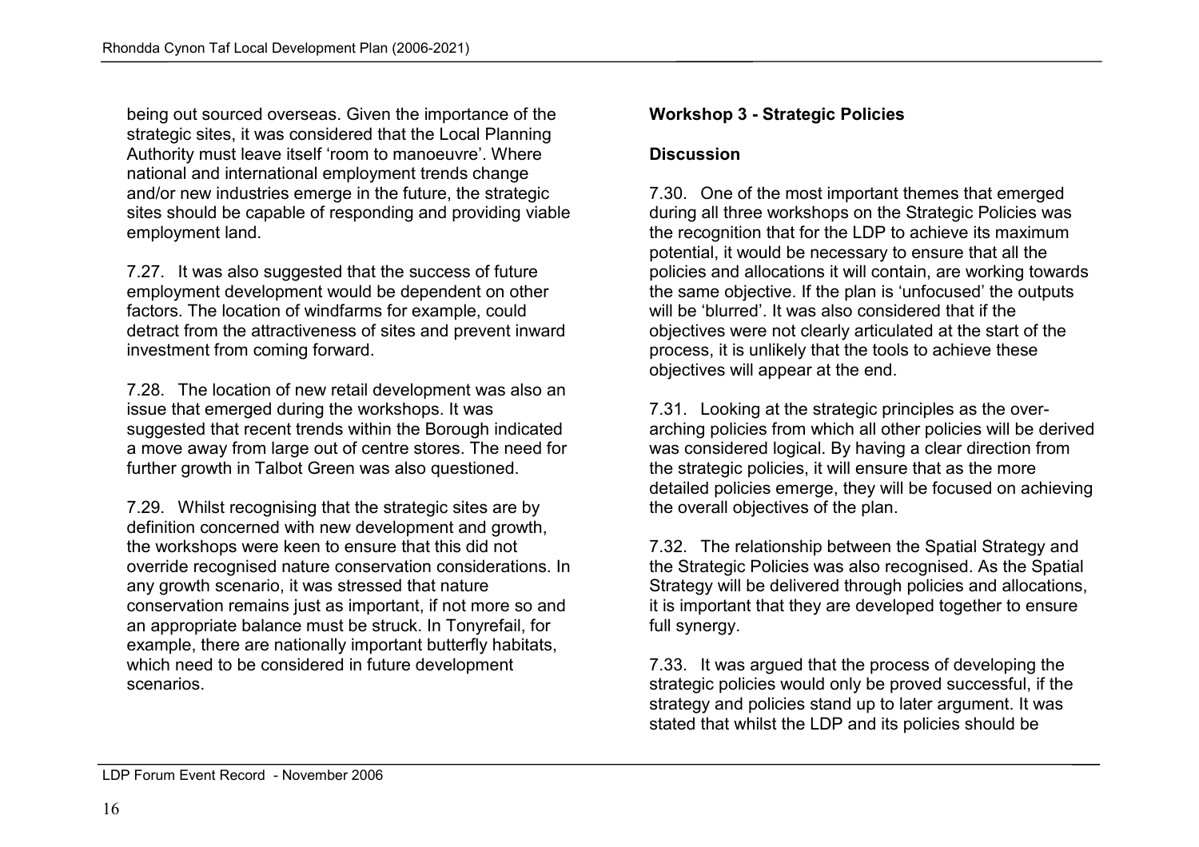being out sourced overseas. Given the importance of the strategic sites, it was considered that the Local Planning Authority must leave itself 'room to manoeuvre'. Where national and international employment trends change and/or new industries emerge in the future, the strategic sites should be capable of responding and providing viable employment land.

7.27. It was also suggested that the success of future employment development would be dependent on other factors. The location of windfarms for example, could detract from the attractiveness of sites and prevent inward investment from coming forward.

7.28. The location of new retail development was also an issue that emerged during the workshops. It was suggested that recent trends within the Borough indicated a move away from large out of centre stores. The need for further growth in Talbot Green was also questioned.

7.29. Whilst recognising that the strategic sites are by definition concerned with new development and growth, the workshops were keen to ensure that this did not override recognised nature conservation considerations. In any growth scenario, it was stressed that nature conservation remains just as important, if not more so and an appropriate balance must be struck. In Tonyrefail, for example, there are nationally important butterfly habitats, which need to be considered in future development scenarios.

**Workshop 3 - Strategic Policies**

**Discussion**

7.30. One of the most important themes that emerged during all three workshops on the Strategic Policies was the recognition that for the LDP to achieve its maximum potential, it would be necessary to ensure that all the policies and allocations it will contain, are working towards the same objective. If the plan is 'unfocused' the outputs will be 'blurred'. It was also considered that if the objectives were not clearly articulated at the start of the process, it is unlikely that the tools to achieve these objectives will appear at the end.

7.31. Looking at the strategic principles as the over-arching policies from which all other policies will be derived was considered logical. By having a clear direction from the strategic policies, it will ensure that as the more detailed policies emerge, they will be focused on achieving the overall objectives of the plan.

7.32. The relationship between the Spatial Strategy and the Strategic Policies was also recognised. As the Spatial Strategy will be delivered through policies and allocations, it is important that they are developed together to ensure full synergy.

7.33. It was argued that the process of developing the strategic policies would only be proved successful, if the strategy and policies stand up to later argument. It was stated that whilst the LDP and its policies should be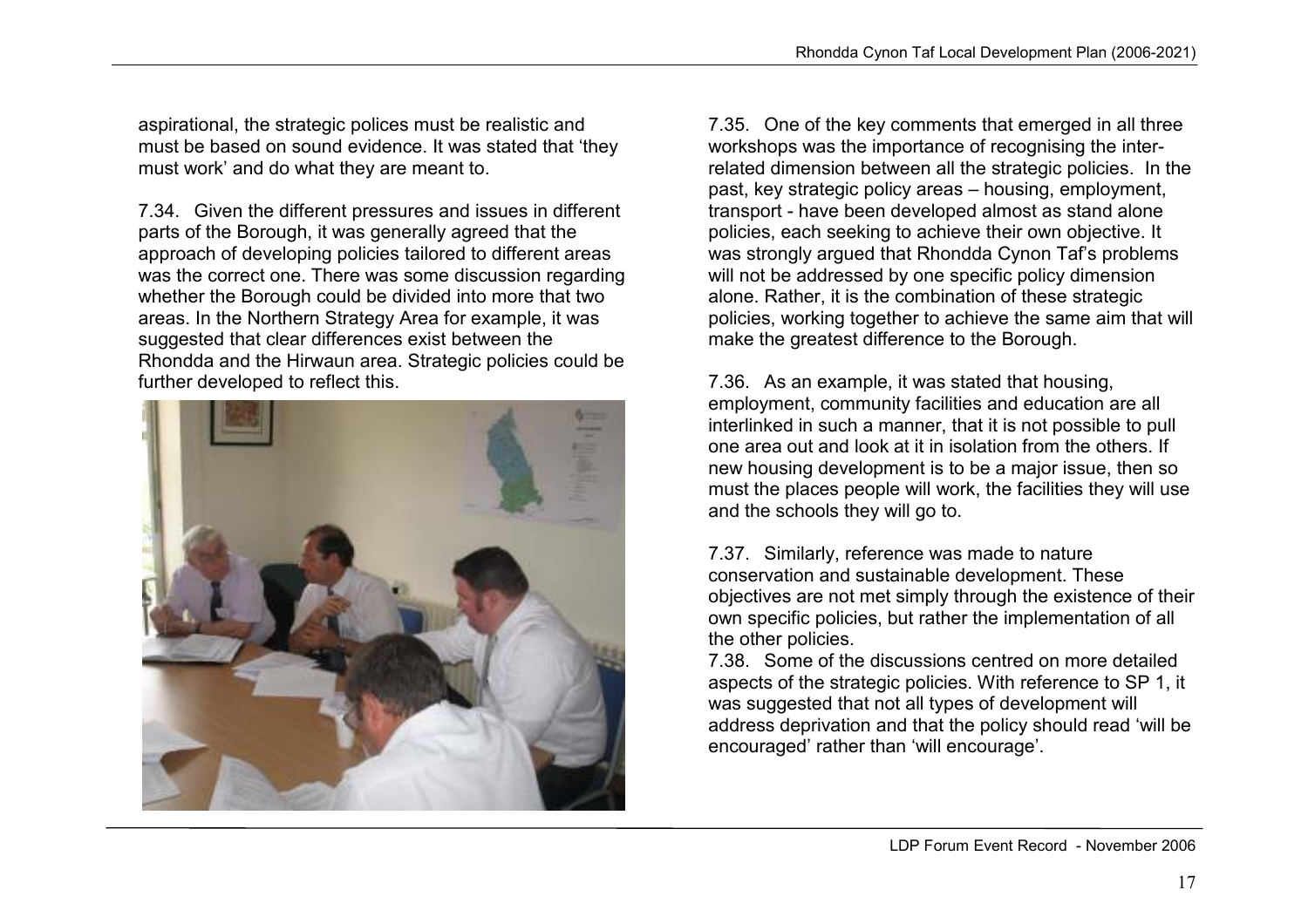aspirational, the strategic polices must be realistic and must be based on sound evidence. It was stated that 'they must work' and do what they are meant to.

7.34. Given the different pressures and issues in different parts of the Borough, it was generally agreed that the approach of developing policies tailored to different areas was the correct one. There was some discussion regarding whether the Borough could be divided into more that two areas. In the Northern Strategy Area for example, it was suggested that clear differences exist between the Rhondda and the Hirwaun area. Strategic policies could be further developed to reflect this.

7.35. One of the key comments that emerged in all three workshops was the importance of recognising the inter-related dimension between all the strategic policies. In the past, key strategic policy areas – housing, employment, transport - have been developed almost as stand alone policies, each seeking to achieve their own objective. It was strongly argued that Rhondda Cynon Taf's problems will not be addressed by one specific policy dimension alone. Rather, it is the combination of these strategic policies, working together to achieve the same aim that will make the greatest difference to the Borough.

7.36. As an example, it was stated that housing, employment, community facilities and education are all interlinked in such a manner, that it is not possible to pull one area out and look at it in isolation from the others. If new housing development is to be a major issue, then so must the places people will work, the facilities they will use and the schools they will go to.

7.37. Similarly, reference was made to nature conservation and sustainable development. These objectives are not met simply through the existence of their own specific policies, but rather the implementation of all the other policies.

7.38. Some of the discussions centred on more detailed aspects of the strategic policies. With reference to SP 1, it was suggested that not all types of development will address deprivation and that the policy should read 'will be encouraged' rather than 'will encourage'.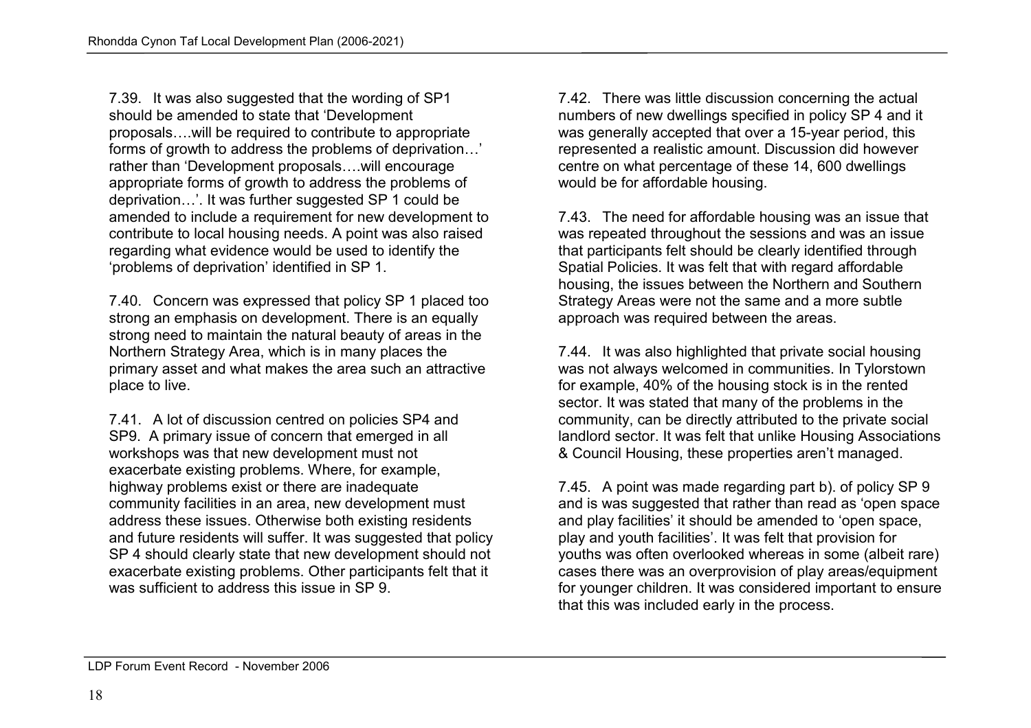7.39. It was also suggested that the wording of SP1 should be amended to state that 'Development proposals….will be required to contribute to appropriate forms of growth to address the problems of deprivation…' rather than 'Development proposals….will encourage appropriate forms of growth to address the problems of deprivation…'. It was further suggested SP 1 could be amended to include a requirement for new development to contribute to local housing needs. A point was also raised regarding what evidence would be used to identify the 'problems of deprivation' identified in SP 1.

7.40. Concern was expressed that policy SP 1 placed too strong an emphasis on development. There is an equally strong need to maintain the natural beauty of areas in the Northern Strategy Area, which is in many places the primary asset and what makes the area such an attractive place to live.

7.41. A lot of discussion centred on policies SP4 and SP9. A primary issue of concern that emerged in all workshops was that new development must not exacerbate existing problems. Where, for example, highway problems exist or there are inadequate community facilities in an area, new development must address these issues. Otherwise both existing residents and future residents will suffer. It was suggested that policy SP 4 should clearly state that new development should not exacerbate existing problems. Other participants felt that it was sufficient to address this issue in SP 9.

7.42. There was little discussion concerning the actual numbers of new dwellings specified in policy SP 4 and it was generally accepted that over a 15-year period, this represented a realistic amount. Discussion did however centre on what percentage of these 14, 600 dwellings would be for affordable housing.

7.43. The need for affordable housing was an issue that was repeated throughout the sessions and was an issue that participants felt should be clearly identified through Spatial Policies. It was felt that with regard affordable housing, the issues between the Northern and Southern Strategy Areas were not the same and a more subtle approach was required between the areas.

7.44. It was also highlighted that private social housing was not always welcomed in communities. In Tylorstown for example, 40% of the housing stock is in the rented sector. It was stated that many of the problems in the community, can be directly attributed to the private social landlord sector. It was felt that unlike Housing Associations & Council Housing, these properties aren't managed.

7.45. A point was made regarding part b). of policy SP 9 and is was suggested that rather than read as 'open space and play facilities' it should be amended to 'open space, play and youth facilities'. It was felt that provision for youths was often overlooked whereas in some (albeit rare) cases there was an overprovision of play areas/equipment for younger children. It was considered important to ensure that this was included early in the process.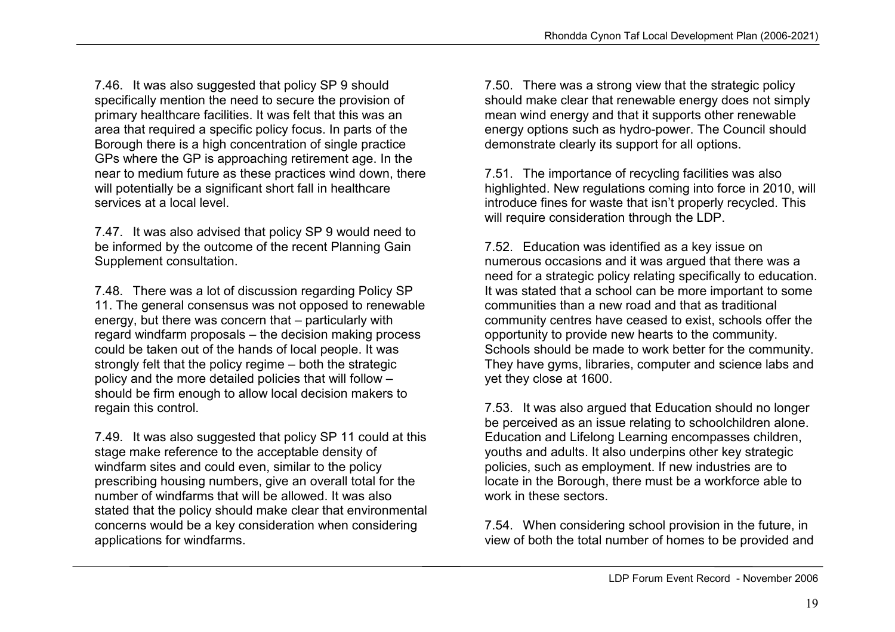7.46. It was also suggested that policy SP 9 should specifically mention the need to secure the provision of primary healthcare facilities. It was felt that this was an area that required a specific policy focus. In parts of the Borough there is a high concentration of single practice GPs where the GP is approaching retirement age. In the near to medium future as these practices wind down, there will potentially be a significant short fall in healthcare services at a local level.

7.47. It was also advised that policy SP 9 would need to be informed by the outcome of the recent Planning Gain Supplement consultation.

7.48. There was a lot of discussion regarding Policy SP 11. The general consensus was not opposed to renewable energy, but there was concern that – particularly with regard windfarm proposals – the decision making process could be taken out of the hands of local people. It was strongly felt that the policy regime – both the strategic policy and the more detailed policies that will follow – should be firm enough to allow local decision makers to regain this control.

7.49. It was also suggested that policy SP 11 could at this stage make reference to the acceptable density of windfarm sites and could even, similar to the policy prescribing housing numbers, give an overall total for the number of windfarms that will be allowed. It was also stated that the policy should make clear that environmental concerns would be a key consideration when considering applications for windfarms.

7.50. There was a strong view that the strategic policy should make clear that renewable energy does not simply mean wind energy and that it supports other renewable energy options such as hydro-power. The Council should demonstrate clearly its support for all options.

7.51. The importance of recycling facilities was also highlighted. New regulations coming into force in 2010, will introduce fines for waste that isn't properly recycled. This will require consideration through the LDP.

7.52. Education was identified as a key issue on numerous occasions and it was argued that there was a need for a strategic policy relating specifically to education. It was stated that a school can be more important to some communities than a new road and that as traditional community centres have ceased to exist, schools offer the opportunity to provide new hearts to the community. Schools should be made to work better for the community. They have gyms, libraries, computer and science labs and yet they close at 1600.

7.53. It was also argued that Education should no longer be perceived as an issue relating to schoolchildren alone. Education and Lifelong Learning encompasses children, youths and adults. It also underpins other key strategic policies, such as employment. If new industries are to locate in the Borough, there must be a workforce able to work in these sectors.

7.54. When considering school provision in the future, in view of both the total number of homes to be provided and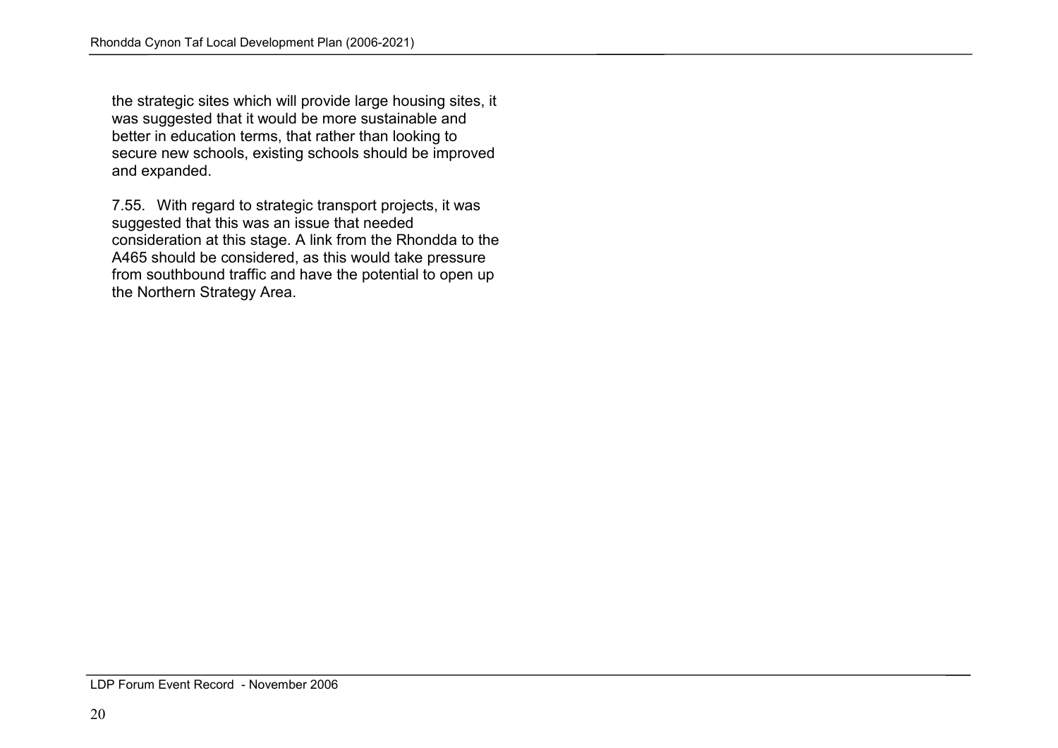the strategic sites which will provide large housing sites, it was suggested that it would be more sustainable and better in education terms, that rather than looking to secure new schools, existing schools should be improved and expanded.

7.55. With regard to strategic transport projects, it was suggested that this was an issue that needed consideration at this stage. A link from the Rhondda to the A465 should be considered, as this would take pressure from southbound traffic and have the potential to open up the Northern Strategy Area.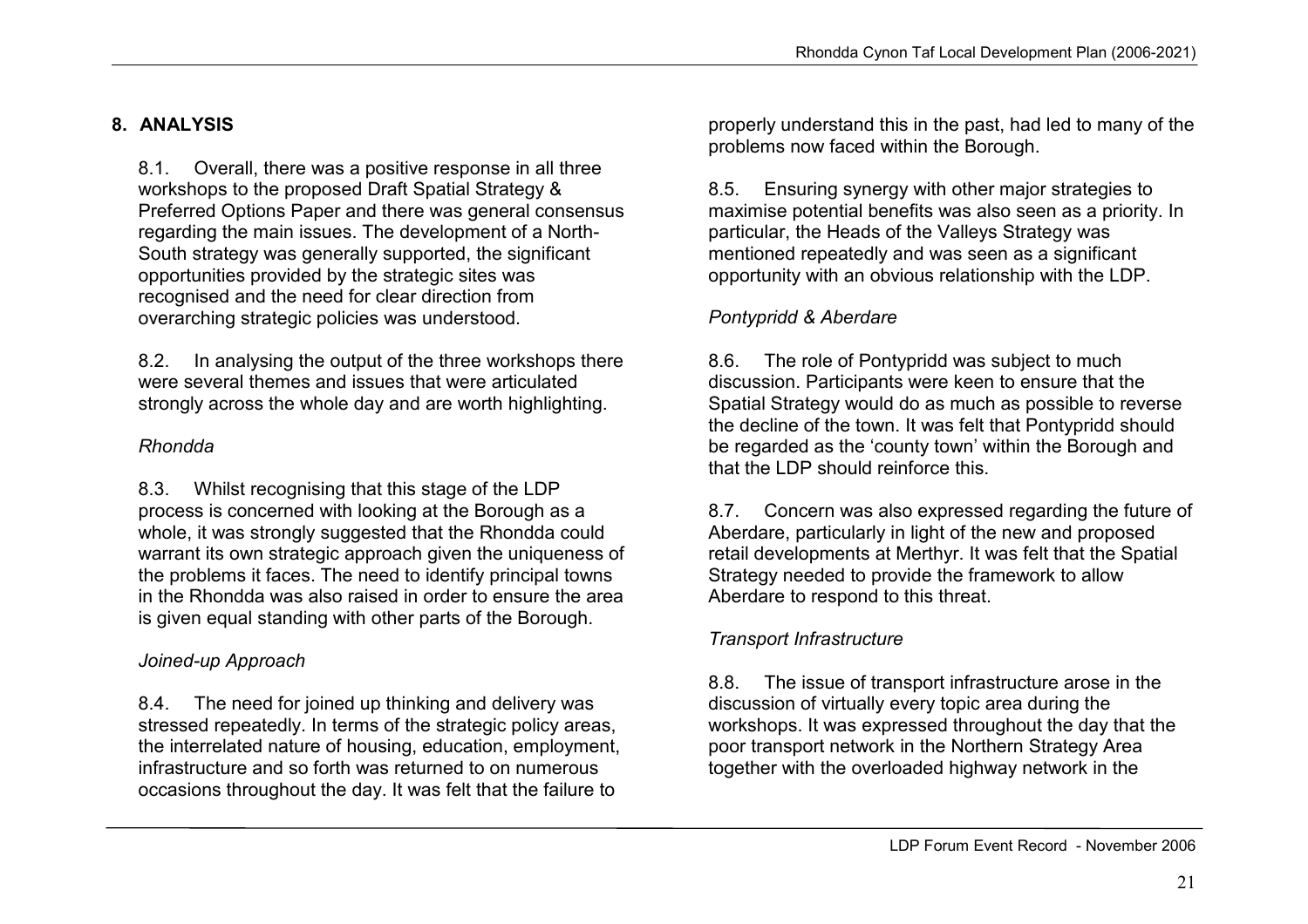## 8. ANALYSIS

8.1. Overall, there was a positive response in all three workshops to the proposed Draft Spatial Strategy & Preferred Options Paper and there was general consensus regarding the main issues. The development of a North-South strategy was generally supported, the significant opportunities provided by the strategic sites was recognised and the need for clear direction from overarching strategic policies was understood.

8.2. In analysing the output of the three workshops there were several themes and issues that were articulated strongly across the whole day and are worth highlighting.

*Rhondda*

8.3. Whilst recognising that this stage of the LDP process is concerned with looking at the Borough as a whole, it was strongly suggested that the Rhondda could warrant its own strategic approach given the uniqueness of the problems it faces. The need to identify principal towns in the Rhondda was also raised in order to ensure the area is given equal standing with other parts of the Borough.

*Joined-up Approach*

8.4. The need for joined up thinking and delivery was stressed repeatedly. In terms of the strategic policy areas, the interrelated nature of housing, education, employment, infrastructure and so forth was returned to on numerous occasions throughout the day. It was felt that the failure to properly understand this in the past, had led to many of the problems now faced within the Borough.

8.5. Ensuring synergy with other major strategies to maximise potential benefits was also seen as a priority. In particular, the Heads of the Valleys Strategy was mentioned repeatedly and was seen as a significant opportunity with an obvious relationship with the LDP.

*Pontypridd & Aberdare*

8.6. The role of Pontypridd was subject to much discussion. Participants were keen to ensure that the Spatial Strategy would do as much as possible to reverse the decline of the town. It was felt that Pontypridd should be regarded as the 'county town' within the Borough and that the LDP should reinforce this.

8.7. Concern was also expressed regarding the future of Aberdare, particularly in light of the new and proposed retail developments at Merthyr. It was felt that the Spatial Strategy needed to provide the framework to allow Aberdare to respond to this threat.

*Transport Infrastructure*

8.8. The issue of transport infrastructure arose in the discussion of virtually every topic area during the workshops. It was expressed throughout the day that the poor transport network in the Northern Strategy Area together with the overloaded highway network in the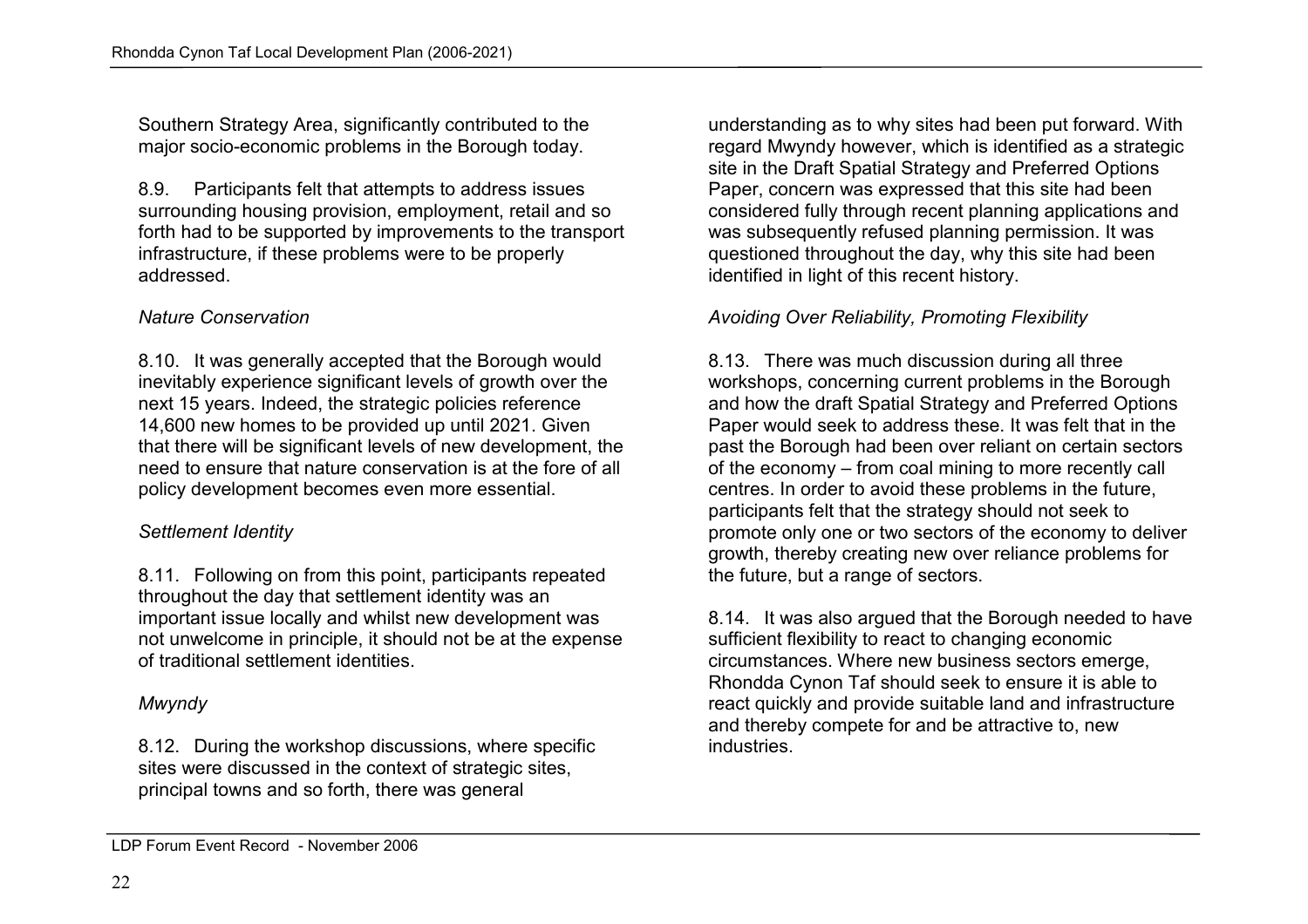Southern Strategy Area, significantly contributed to the major socio-economic problems in the Borough today.

8.9. Participants felt that attempts to address issues surrounding housing provision, employment, retail and so forth had to be supported by improvements to the transport infrastructure, if these problems were to be properly addressed.

*Nature Conservation*

8.10. It was generally accepted that the Borough would inevitably experience significant levels of growth over the next 15 years. Indeed, the strategic policies reference 14,600 new homes to be provided up until 2021. Given that there will be significant levels of new development, the need to ensure that nature conservation is at the fore of all policy development becomes even more essential.

*Settlement Identity*

8.11. Following on from this point, participants repeated throughout the day that settlement identity was an important issue locally and whilst new development was not unwelcome in principle, it should not be at the expense of traditional settlement identities.

*Mwyndy*

8.12. During the workshop discussions, where specific sites were discussed in the context of strategic sites, principal towns and so forth, there was general understanding as to why sites had been put forward. With regard Mwyndy however, which is identified as a strategic site in the Draft Spatial Strategy and Preferred Options Paper, concern was expressed that this site had been considered fully through recent planning applications and was subsequently refused planning permission. It was questioned throughout the day, why this site had been identified in light of this recent history.

*Avoiding Over Reliability, Promoting Flexibility*

8.13. There was much discussion during all three workshops, concerning current problems in the Borough and how the draft Spatial Strategy and Preferred Options Paper would seek to address these. It was felt that in the past the Borough had been over reliant on certain sectors of the economy – from coal mining to more recently call centres. In order to avoid these problems in the future, participants felt that the strategy should not seek to promote only one or two sectors of the economy to deliver growth, thereby creating new over reliance problems for the future, but a range of sectors.

8.14. It was also argued that the Borough needed to have sufficient flexibility to react to changing economic circumstances. Where new business sectors emerge, Rhondda Cynon Taf should seek to ensure it is able to react quickly and provide suitable land and infrastructure and thereby compete for and be attractive to, new industries.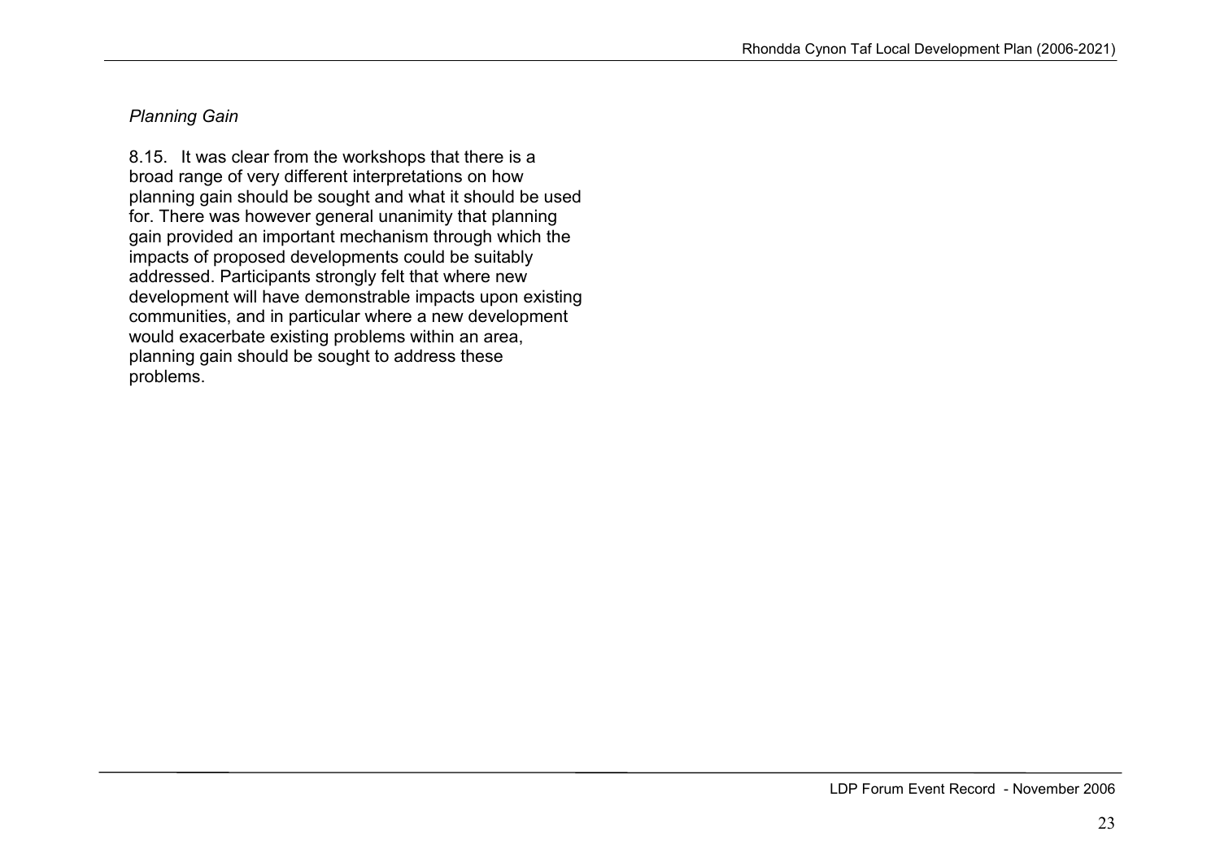*Planning Gain*

8.15. It was clear from the workshops that there is a broad range of very different interpretations on how planning gain should be sought and what it should be used for. There was however general unanimity that planning gain provided an important mechanism through which the impacts of proposed developments could be suitably addressed. Participants strongly felt that where new development will have demonstrable impacts upon existing communities, and in particular where a new development would exacerbate existing problems within an area, planning gain should be sought to address these problems.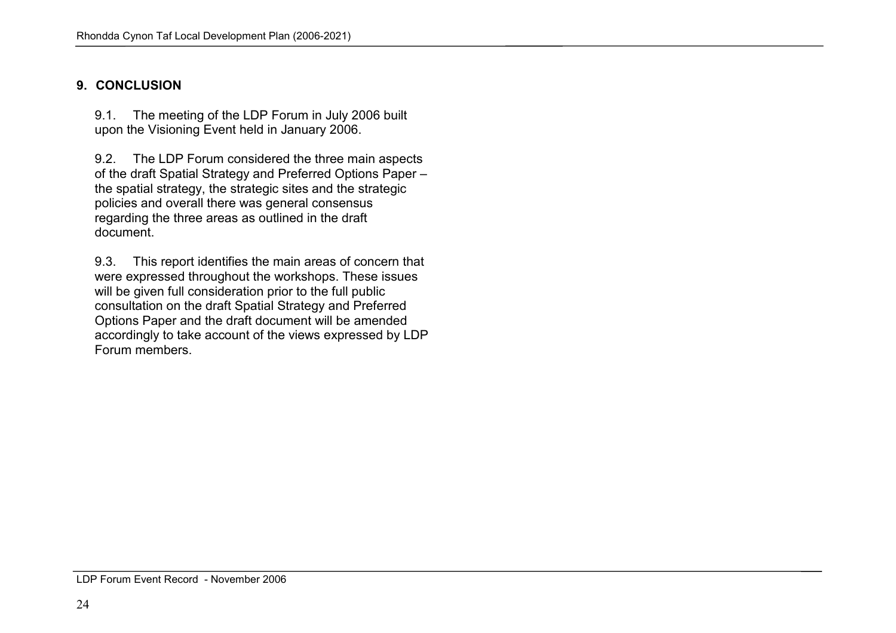## 9. CONCLUSION

9.1. The meeting of the LDP Forum in July 2006 built upon the Visioning Event held in January 2006.

9.2. The LDP Forum considered the three main aspects of the draft Spatial Strategy and Preferred Options Paper – the spatial strategy, the strategic sites and the strategic policies and overall there was general consensus regarding the three areas as outlined in the draft document.

9.3. This report identifies the main areas of concern that were expressed throughout the workshops. These issues will be given full consideration prior to the full public consultation on the draft Spatial Strategy and Preferred Options Paper and the draft document will be amended accordingly to take account of the views expressed by LDP Forum members.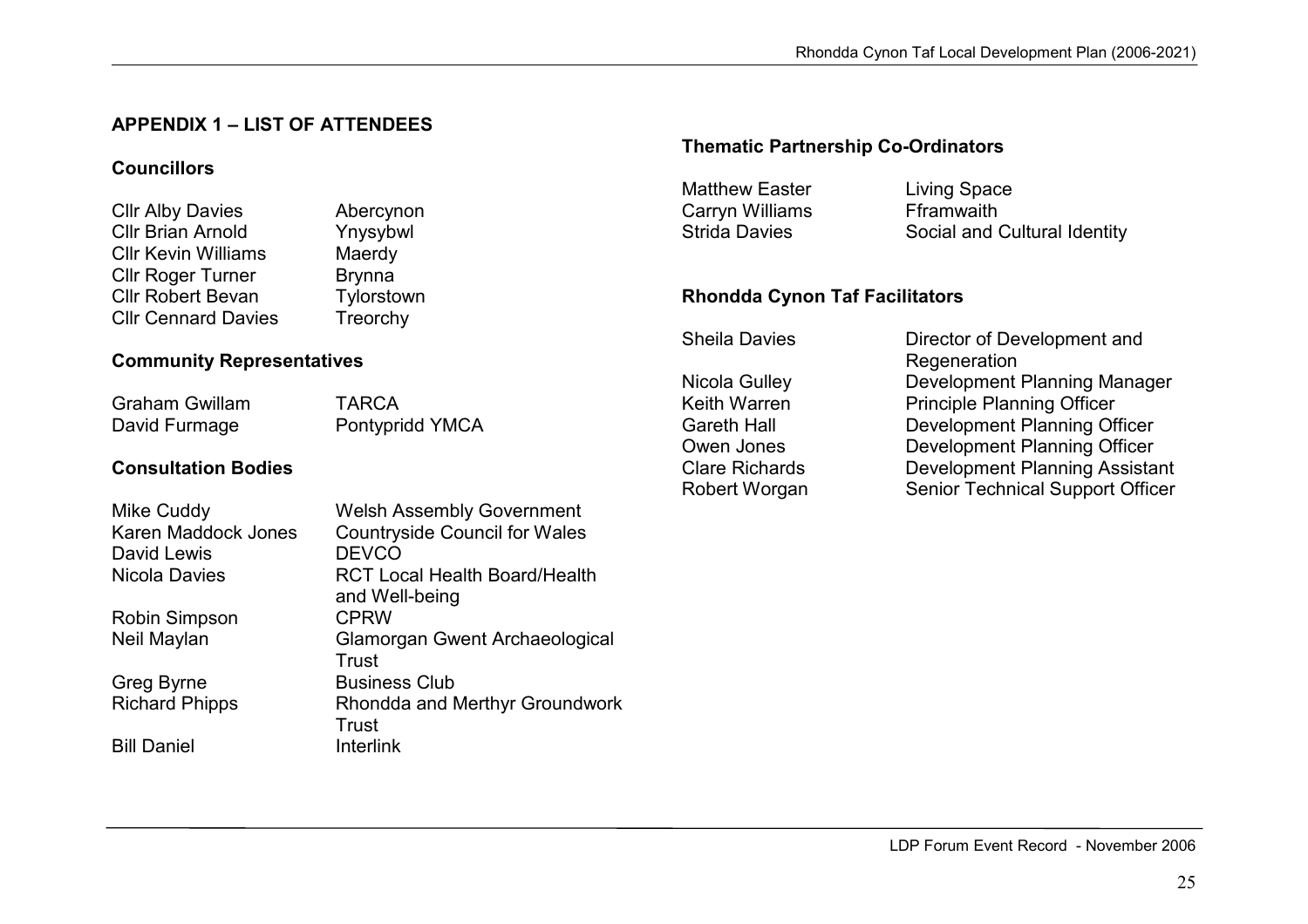## APPENDIX 1 – LIST OF ATTENDEES

### Councillors

| | |
|---|---|
| Cllr Alby Davies | Abercynon |
| Cllr Brian Arnold | Ynysybwl |
| Cllr Kevin Williams | Maerdy |
| Cllr Roger Turner | Brynna |
| Cllr Robert Bevan | Tylorstown |
| Cllr Cennard Davies | Treorchy |

### Community Representatives

| | |
|---|---|
| Graham Gwillam | TARCA |
| David Furmage | Pontypridd YMCA |

### Consultation Bodies

| | |
|---|---|
| Mike Cuddy | Welsh Assembly Government |
| Karen Maddock Jones | Countryside Council for Wales |
| David Lewis | DEVCO |
| Nicola Davies | RCT Local Health Board/Health and Well-being |
| Robin Simpson | CPRW |
| Neil Maylan | Glamorgan Gwent Archaeological Trust |
| Greg Byrne | Business Club |
| Richard Phipps | Rhondda and Merthyr Groundwork Trust |
| Bill Daniel | Interlink |

### Thematic Partnership Co-Ordinators

| | |
|---|---|
| Matthew Easter | Living Space |
| Carryn Williams | Fframwaith |
| Strida Davies | Social and Cultural Identity |

### Rhondda Cynon Taf Facilitators

| | |
|---|---|
| Sheila Davies | Director of Development and Regeneration |
| Nicola Gulley | Development Planning Manager |
| Keith Warren | Principle Planning Officer |
| Gareth Hall | Development Planning Officer |
| Owen Jones | Development Planning Officer |
| Clare Richards | Development Planning Assistant |
| Robert Worgan | Senior Technical Support Officer |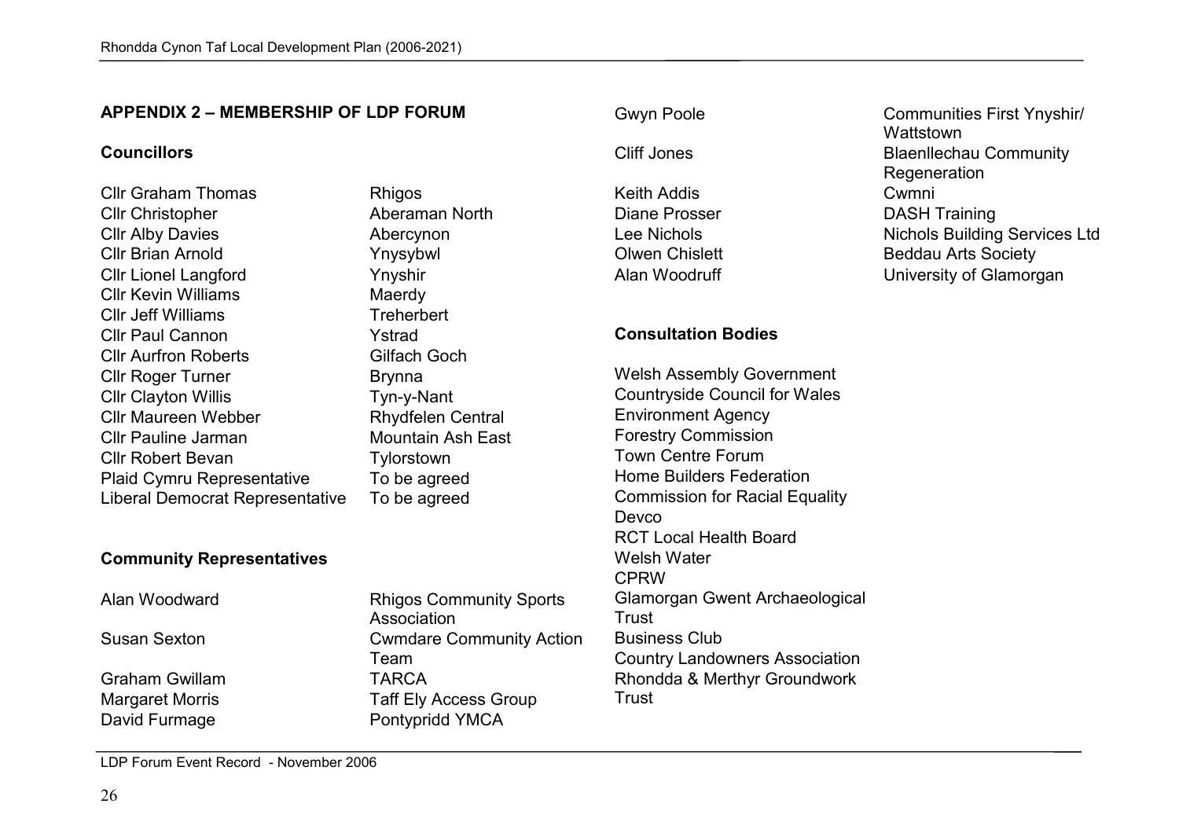## APPENDIX 2 – MEMBERSHIP OF LDP FORUM

### Councillors

| | |
|---|---|
| Cllr Graham Thomas | Rhigos |
| Cllr Christopher | Aberaman North |
| Cllr Alby Davies | Abercynon |
| Cllr Brian Arnold | Ynysybwl |
| Cllr Lionel Langford | Ynyshir |
| Cllr Kevin Williams | Maerdy |
| Cllr Jeff Williams | Treherbert |
| Cllr Paul Cannon | Ystrad |
| Cllr Aurfron Roberts | Gilfach Goch |
| Cllr Roger Turner | Brynna |
| Cllr Clayton Willis | Tyn-y-Nant |
| Cllr Maureen Webber | Rhydfelen Central |
| Cllr Pauline Jarman | Mountain Ash East |
| Cllr Robert Bevan | Tylorstown |
| Plaid Cymru Representative | To be agreed |
| Liberal Democrat Representative | To be agreed |

### Community Representatives

| | |
|---|---|
| Alan Woodward | Rhigos Community Sports Association |
| Susan Sexton | Cwmdare Community Action Team |
| Graham Gwillam | TARCA |
| Margaret Morris | Taff Ely Access Group |
| David Furmage | Pontypridd YMCA |
| Gwyn Poole | Communities First Ynyshir/ Wattstown |
| Cliff Jones | Blaenllechau Community Regeneration |
| Keith Addis | Cwmni |
| Diane Prosser | DASH Training |
| Lee Nichols | Nichols Building Services Ltd |
| Olwen Chislett | Beddau Arts Society |
| Alan Woodruff | University of Glamorgan |

### Consultation Bodies

Welsh Assembly Government
Countryside Council for Wales
Environment Agency
Forestry Commission
Town Centre Forum
Home Builders Federation
Commission for Racial Equality
Devco
RCT Local Health Board
Welsh Water
CPRW
Glamorgan Gwent Archaeological Trust
Business Club
Country Landowners Association
Rhondda & Merthyr Groundwork Trust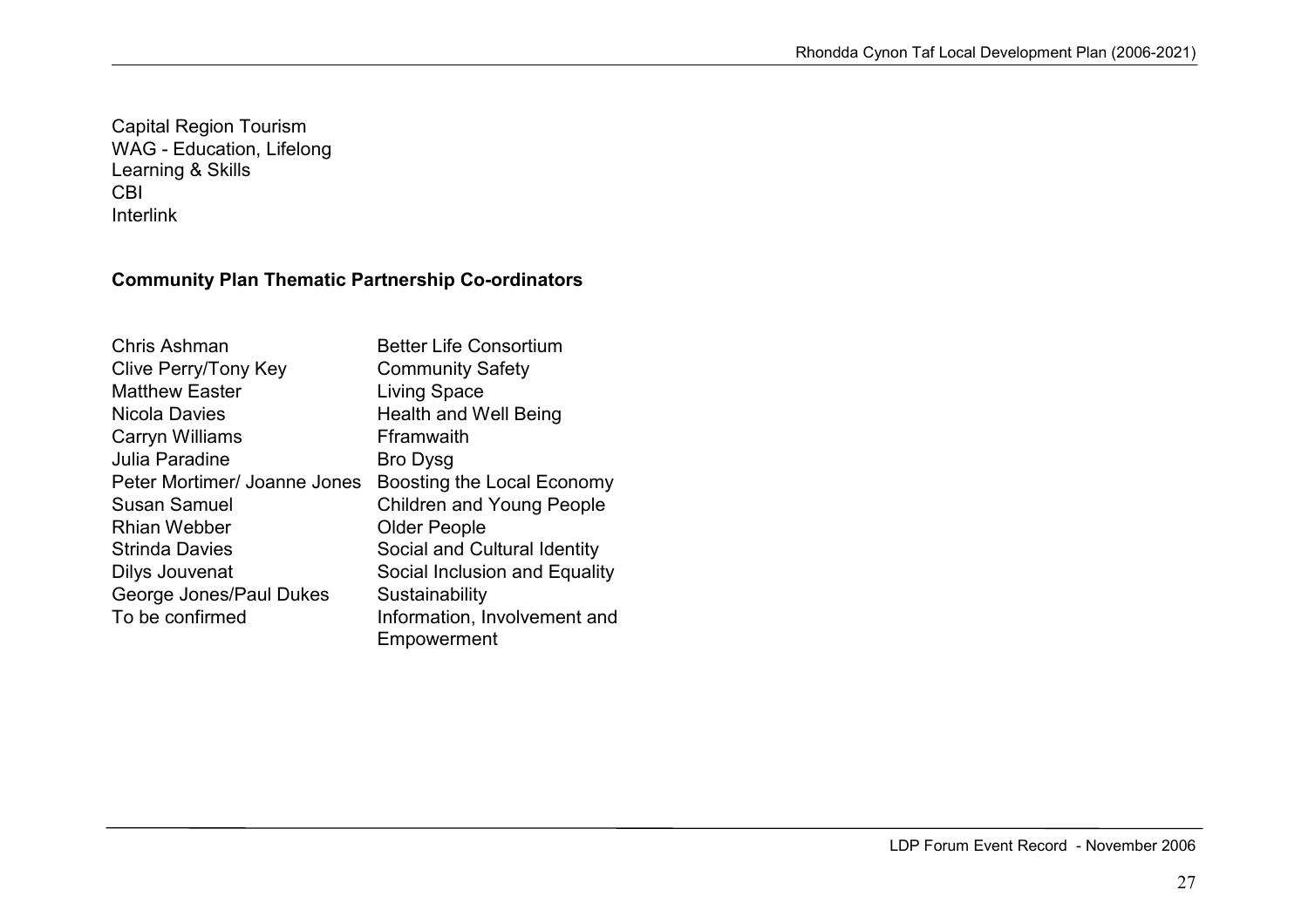Capital Region Tourism
WAG - Education, Lifelong Learning & Skills
CBI
Interlink

**Community Plan Thematic Partnership Co-ordinators**

| | |
|---|---|
| Chris Ashman | Better Life Consortium |
| Clive Perry/Tony Key | Community Safety |
| Matthew Easter | Living Space |
| Nicola Davies | Health and Well Being |
| Carryn Williams | Fframwaith |
| Julia Paradine | Bro Dysg |
| Peter Mortimer/ Joanne Jones | Boosting the Local Economy |
| Susan Samuel | Children and Young People |
| Rhian Webber | Older People |
| Strinda Davies | Social and Cultural Identity |
| Dilys Jouvenat | Social Inclusion and Equality |
| George Jones/Paul Dukes | Sustainability |
| To be confirmed | Information, Involvement and Empowerment |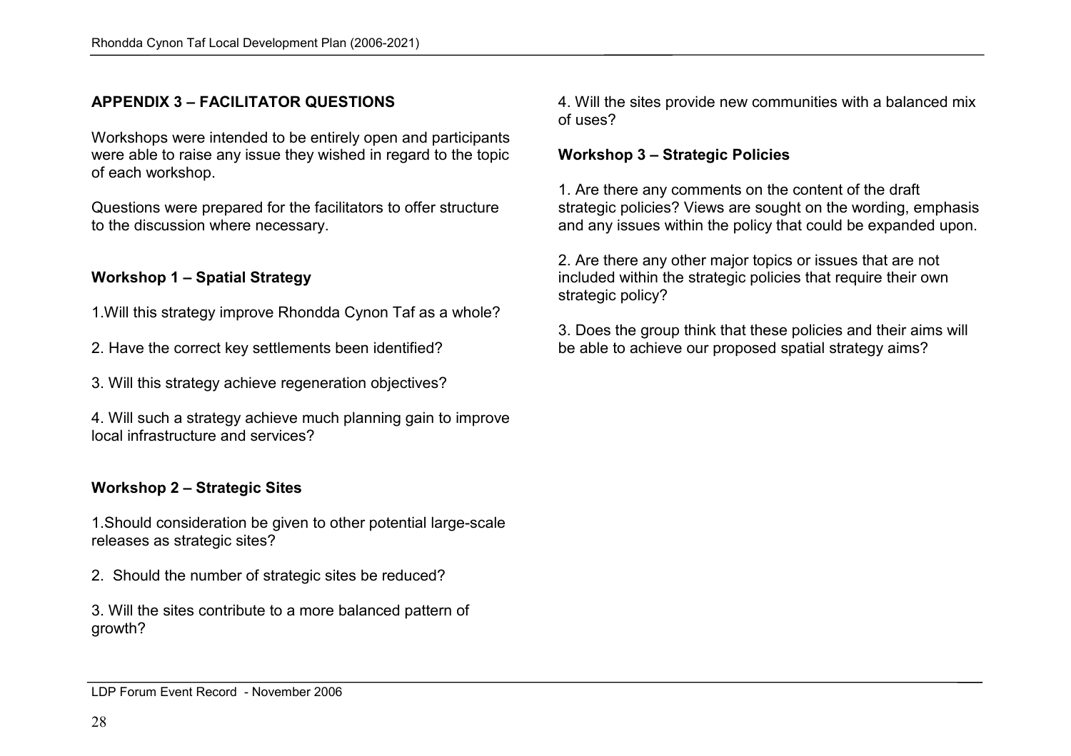## APPENDIX 3 – FACILITATOR QUESTIONS

Workshops were intended to be entirely open and participants were able to raise any issue they wished in regard to the topic of each workshop.

Questions were prepared for the facilitators to offer structure to the discussion where necessary.

### Workshop 1 – Spatial Strategy

1.Will this strategy improve Rhondda Cynon Taf as a whole?

2. Have the correct key settlements been identified?

3. Will this strategy achieve regeneration objectives?

4. Will such a strategy achieve much planning gain to improve local infrastructure and services?

### Workshop 2 – Strategic Sites

1.Should consideration be given to other potential large-scale releases as strategic sites?

2. Should the number of strategic sites be reduced?

3. Will the sites contribute to a more balanced pattern of growth?

4. Will the sites provide new communities with a balanced mix of uses?

### Workshop 3 – Strategic Policies

1. Are there any comments on the content of the draft strategic policies? Views are sought on the wording, emphasis and any issues within the policy that could be expanded upon.

2. Are there any other major topics or issues that are not included within the strategic policies that require their own strategic policy?

3. Does the group think that these policies and their aims will be able to achieve our proposed spatial strategy aims?